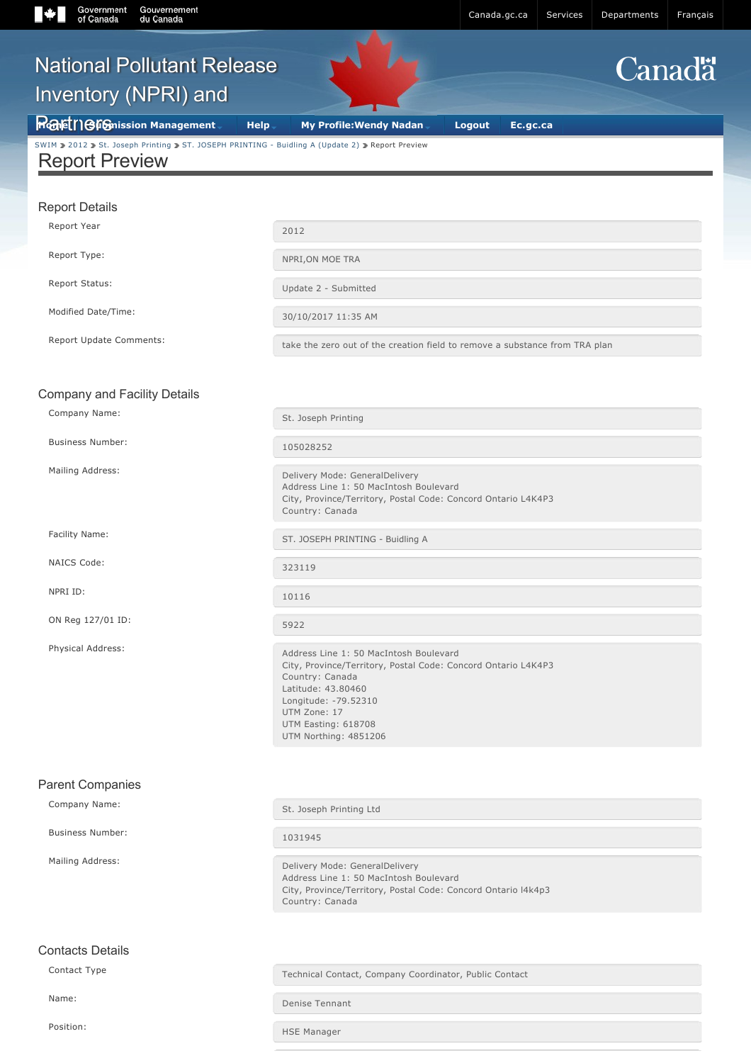# National Pollutant Release Inventory (NPRI) and Partners

Home | Submission Management | Help | My Profile:Wendy Nadan | Logout | Ec.gc.ca

SWIM > 2012 > St. Joseph Printing > ST. JOSEPH PRINTING - Buidling A (Update 2) > Report Preview

## Report Preview

### Report Details

| | |
|---|---|
| Report Year | 2012 |
| Report Type: | NPRI,ON MOE TRA |
| Report Status: | Update 2 - Submitted |
| Modified Date/Time: | 30/10/2017 11:35 AM |
| Report Update Comments: | take the zero out of the creation field to remove a substance from TRA plan |

### Company and Facility Details

| | |
|---|---|
| Company Name: | St. Joseph Printing |
| Business Number: | 105028252 |
| Mailing Address: | Delivery Mode: GeneralDelivery<br>Address Line 1: 50 MacIntosh Boulevard<br>City, Province/Territory, Postal Code: Concord Ontario L4K4P3<br>Country: Canada |
| Facility Name: | ST. JOSEPH PRINTING - Buidling A |
| NAICS Code: | 323119 |
| NPRI ID: | 10116 |
| ON Reg 127/01 ID: | 5922 |
| Physical Address: | Address Line 1: 50 MacIntosh Boulevard<br>City, Province/Territory, Postal Code: Concord Ontario L4K4P3<br>Country: Canada<br>Latitude: 43.80460<br>Longitude: -79.52310<br>UTM Zone: 17<br>UTM Easting: 618708<br>UTM Northing: 4851206 |

### Parent Companies

| | |
|---|---|
| Company Name: | St. Joseph Printing Ltd |
| Business Number: | 1031945 |
| Mailing Address: | Delivery Mode: GeneralDelivery<br>Address Line 1: 50 MacIntosh Boulevard<br>City, Province/Territory, Postal Code: Concord Ontario l4k4p3<br>Country: Canada |

### Contacts Details

| | |
|---|---|
| Contact Type | Technical Contact, Company Coordinator, Public Contact |
| Name: | Denise Tennant |
| Position: | HSE Manager |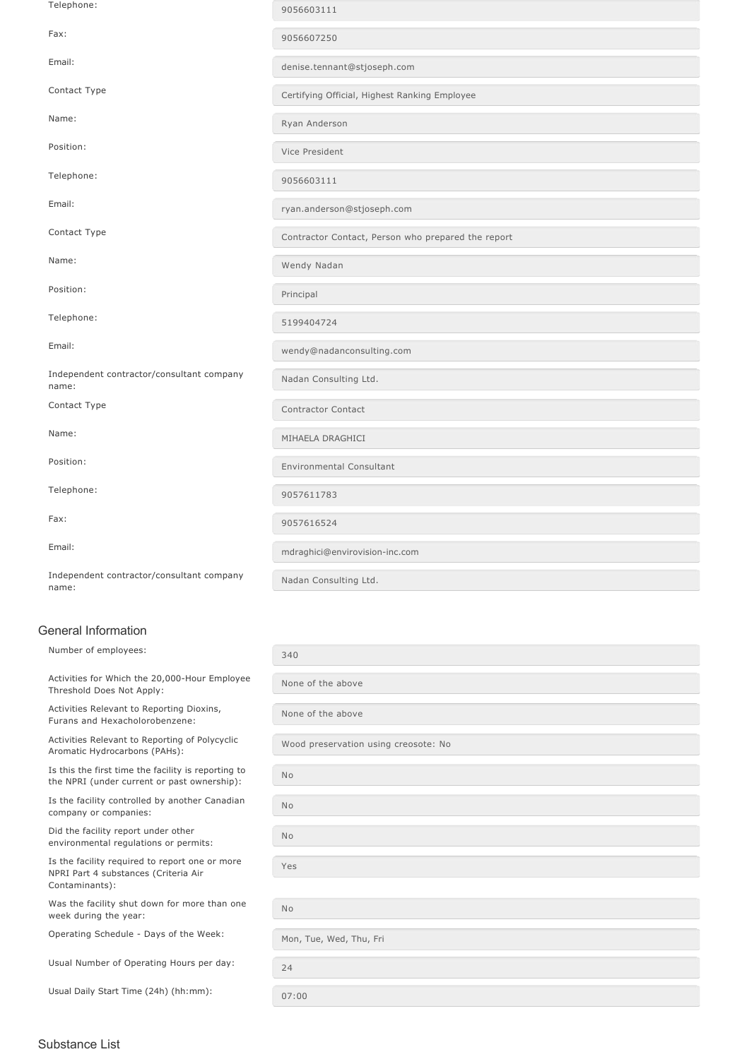| | |
|---|---|
| Telephone: | 9056603111 |
| Fax: | 9056607250 |
| Email: | denise.tennant@stjoseph.com |
| Contact Type | Certifying Official, Highest Ranking Employee |
| Name: | Ryan Anderson |
| Position: | Vice President |
| Telephone: | 9056603111 |
| Email: | ryan.anderson@stjoseph.com |
| Contact Type | Contractor Contact, Person who prepared the report |
| Name: | Wendy Nadan |
| Position: | Principal |
| Telephone: | 5199404724 |
| Email: | wendy@nadanconsulting.com |
| Independent contractor/consultant company name: | Nadan Consulting Ltd. |
| Contact Type | Contractor Contact |
| Name: | MIHAELA DRAGHICI |
| Position: | Environmental Consultant |
| Telephone: | 9057611783 |
| Fax: | 9057616524 |
| Email: | mdraghici@envirovision-inc.com |
| Independent contractor/consultant company name: | Nadan Consulting Ltd. |

## General Information

| | |
|---|---|
| Number of employees: | 340 |
| Activities for Which the 20,000-Hour Employee Threshold Does Not Apply: | None of the above |
| Activities Relevant to Reporting Dioxins, Furans and Hexacholorobenzene: | None of the above |
| Activities Relevant to Reporting of Polycyclic Aromatic Hydrocarbons (PAHs): | Wood preservation using creosote: No |
| Is this the first time the facility is reporting to the NPRI (under current or past ownership): | No |
| Is the facility controlled by another Canadian company or companies: | No |
| Did the facility report under other environmental regulations or permits: | No |
| Is the facility required to report one or more NPRI Part 4 substances (Criteria Air Contaminants): | Yes |
| Was the facility shut down for more than one week during the year: | No |
| Operating Schedule - Days of the Week: | Mon, Tue, Wed, Thu, Fri |
| Usual Number of Operating Hours per day: | 24 |
| Usual Daily Start Time (24h) (hh:mm): | 07:00 |

## Substance List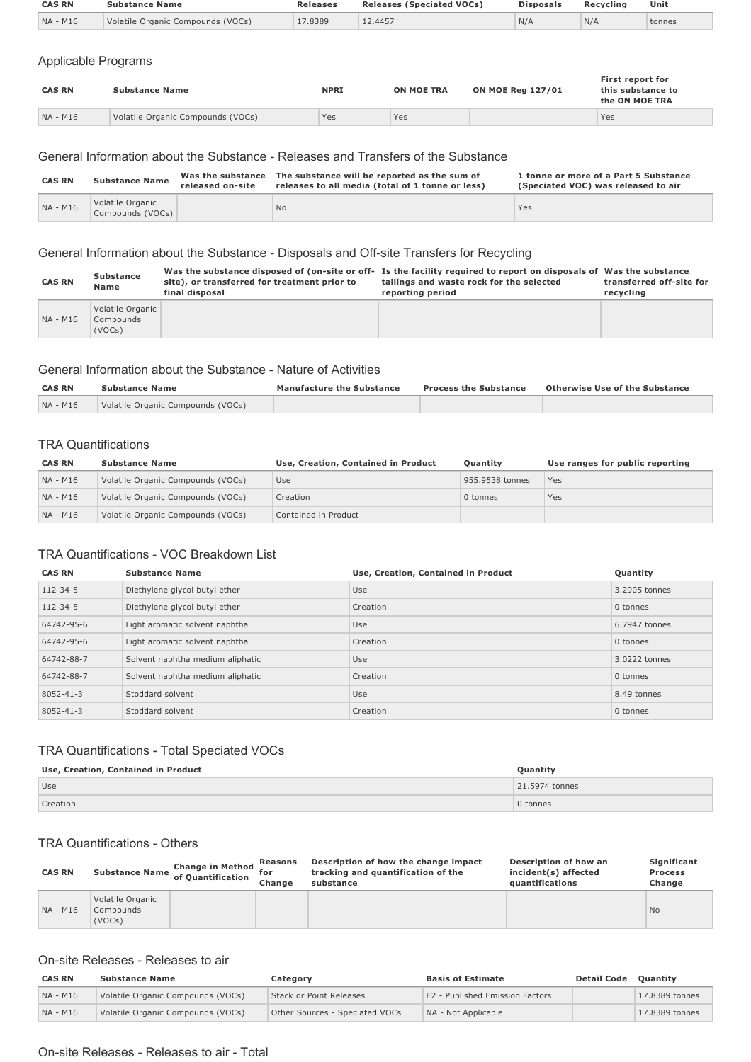| CAS RN | Substance Name | Releases | Releases (Speciated VOCs) | Disposals | Recycling | Unit |
|---|---|---|---|---|---|---|
| NA - M16 | Volatile Organic Compounds (VOCs) | 17.8389 | 12.4457 | N/A | N/A | tonnes |

## Applicable Programs

| CAS RN | Substance Name | NPRI | ON MOE TRA | ON MOE Reg 127/01 | First report for this substance to the ON MOE TRA |
|---|---|---|---|---|---|
| NA - M16 | Volatile Organic Compounds (VOCs) | Yes | Yes | | Yes |

## General Information about the Substance - Releases and Transfers of the Substance

| CAS RN | Substance Name | Was the substance released on-site | The substance will be reported as the sum of releases to all media (total of 1 tonne or less) | 1 tonne or more of a Part 5 Substance (Speciated VOC) was released to air |
|---|---|---|---|---|
| NA - M16 | Volatile Organic Compounds (VOCs) | | No | Yes |

## General Information about the Substance - Disposals and Off-site Transfers for Recycling

| CAS RN | Substance Name | Was the substance disposed of (on-site or off-site), or transferred for treatment prior to final disposal | Is the facility required to report on disposals of tailings and waste rock for the selected reporting period | Was the substance transferred off-site for recycling |
|---|---|---|---|---|
| NA - M16 | Volatile Organic Compounds (VOCs) | | | |

## General Information about the Substance - Nature of Activities

| CAS RN | Substance Name | Manufacture the Substance | Process the Substance | Otherwise Use of the Substance |
|---|---|---|---|---|
| NA - M16 | Volatile Organic Compounds (VOCs) | | | |

## TRA Quantifications

| CAS RN | Substance Name | Use, Creation, Contained in Product | Quantity | Use ranges for public reporting |
|---|---|---|---|---|
| NA - M16 | Volatile Organic Compounds (VOCs) | Use | 955.9538 tonnes | Yes |
| NA - M16 | Volatile Organic Compounds (VOCs) | Creation | 0 tonnes | Yes |
| NA - M16 | Volatile Organic Compounds (VOCs) | Contained in Product | | |

## TRA Quantifications - VOC Breakdown List

| CAS RN | Substance Name | Use, Creation, Contained in Product | Quantity |
|---|---|---|---|
| 112-34-5 | Diethylene glycol butyl ether | Use | 3.2905 tonnes |
| 112-34-5 | Diethylene glycol butyl ether | Creation | 0 tonnes |
| 64742-95-6 | Light aromatic solvent naphtha | Use | 6.7947 tonnes |
| 64742-95-6 | Light aromatic solvent naphtha | Creation | 0 tonnes |
| 64742-88-7 | Solvent naphtha medium aliphatic | Use | 3.0222 tonnes |
| 64742-88-7 | Solvent naphtha medium aliphatic | Creation | 0 tonnes |
| 8052-41-3 | Stoddard solvent | Use | 8.49 tonnes |
| 8052-41-3 | Stoddard solvent | Creation | 0 tonnes |

## TRA Quantifications - Total Speciated VOCs

| Use, Creation, Contained in Product | Quantity |
|---|---|
| Use | 21.5974 tonnes |
| Creation | 0 tonnes |

## TRA Quantifications - Others

| CAS RN | Substance Name | Change in Method of Quantification | Reasons for Change | Description of how the change impact tracking and quantification of the substance | Description of how an incident(s) affected quantifications | Significant Process Change |
|---|---|---|---|---|---|---|
| NA - M16 | Volatile Organic Compounds (VOCs) | | | | | No |

## On-site Releases - Releases to air

| CAS RN | Substance Name | Category | Basis of Estimate | Detail Code | Quantity |
|---|---|---|---|---|---|
| NA - M16 | Volatile Organic Compounds (VOCs) | Stack or Point Releases | E2 - Published Emission Factors | | 17.8389 tonnes |
| NA - M16 | Volatile Organic Compounds (VOCs) | Other Sources - Speciated VOCs | NA - Not Applicable | | 17.8389 tonnes |

## On-site Releases - Releases to air - Total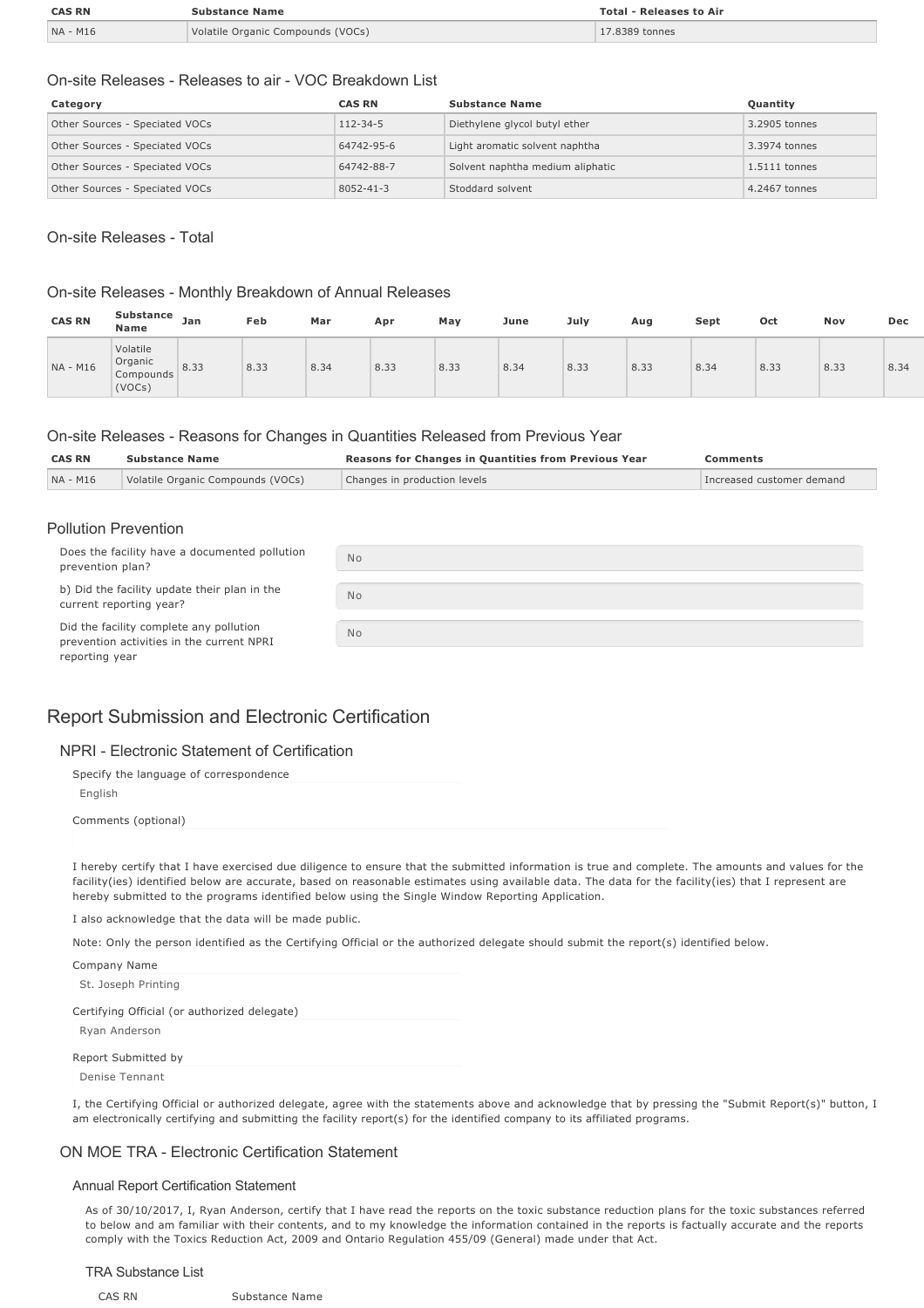| CAS RN | Substance Name | Total - Releases to Air |
|---|---|---|
| NA - M16 | Volatile Organic Compounds (VOCs) | 17.8389 tonnes |

### On-site Releases - Releases to air - VOC Breakdown List

| Category | CAS RN | Substance Name | Quantity |
|---|---|---|---|
| Other Sources - Speciated VOCs | 112-34-5 | Diethylene glycol butyl ether | 3.2905 tonnes |
| Other Sources - Speciated VOCs | 64742-95-6 | Light aromatic solvent naphtha | 3.3974 tonnes |
| Other Sources - Speciated VOCs | 64742-88-7 | Solvent naphtha medium aliphatic | 1.5111 tonnes |
| Other Sources - Speciated VOCs | 8052-41-3 | Stoddard solvent | 4.2467 tonnes |

### On-site Releases - Total

### On-site Releases - Monthly Breakdown of Annual Releases

| CAS RN | Substance Name | Jan | Feb | Mar | Apr | May | June | July | Aug | Sept | Oct | Nov | Dec |
|---|---|---|---|---|---|---|---|---|---|---|---|---|---|
| NA - M16 | Volatile Organic Compounds (VOCs) | 8.33 | 8.33 | 8.34 | 8.33 | 8.33 | 8.34 | 8.33 | 8.33 | 8.34 | 8.33 | 8.33 | 8.34 |

### On-site Releases - Reasons for Changes in Quantities Released from Previous Year

| CAS RN | Substance Name | Reasons for Changes in Quantities from Previous Year | Comments |
|---|---|---|---|
| NA - M16 | Volatile Organic Compounds (VOCs) | Changes in production levels | Increased customer demand |

### Pollution Prevention

| | |
|---|---|
| Does the facility have a documented pollution prevention plan? | No |
| b) Did the facility update their plan in the current reporting year? | No |
| Did the facility complete any pollution prevention activities in the current NPRI reporting year | No |

## Report Submission and Electronic Certification

### NPRI - Electronic Statement of Certification

Specify the language of correspondence

English

Comments (optional)

I hereby certify that I have exercised due diligence to ensure that the submitted information is true and complete. The amounts and values for the facility(ies) identified below are accurate, based on reasonable estimates using available data. The data for the facility(ies) that I represent are hereby submitted to the programs identified below using the Single Window Reporting Application.

I also acknowledge that the data will be made public.

Note: Only the person identified as the Certifying Official or the authorized delegate should submit the report(s) identified below.

Company Name

St. Joseph Printing

Certifying Official (or authorized delegate)

Ryan Anderson

Report Submitted by

Denise Tennant

I, the Certifying Official or authorized delegate, agree with the statements above and acknowledge that by pressing the "Submit Report(s)" button, I am electronically certifying and submitting the facility report(s) for the identified company to its affiliated programs.

### ON MOE TRA - Electronic Certification Statement

#### Annual Report Certification Statement

As of 30/10/2017, I, Ryan Anderson, certify that I have read the reports on the toxic substance reduction plans for the toxic substances referred to below and am familiar with their contents, and to my knowledge the information contained in the reports is factually accurate and the reports comply with the Toxics Reduction Act, 2009 and Ontario Regulation 455/09 (General) made under that Act.

#### TRA Substance List

| CAS RN | Substance Name |
|---|---|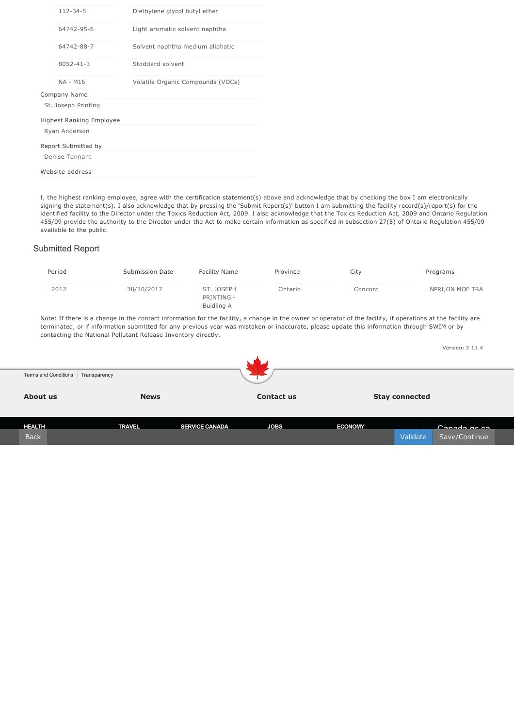| | |
|---|---|
| 112-34-5 | Diethylene glycol butyl ether |
| 64742-95-6 | Light aromatic solvent naphtha |
| 64742-88-7 | Solvent naphtha medium aliphatic |
| 8052-41-3 | Stoddard solvent |
| NA - M16 | Volatile Organic Compounds (VOCs) |

Company Name

St. Joseph Printing

Highest Ranking Employee

Ryan Anderson

Report Submitted by

Denise Tennant

Website address

I, the highest ranking employee, agree with the certification statement(s) above and acknowledge that by checking the box I am electronically signing the statement(s). I also acknowledge that by pressing the 'Submit Report(s)' button I am submitting the facility record(s)/report(s) for the identified facility to the Director under the Toxics Reduction Act, 2009. I also acknowledge that the Toxics Reduction Act, 2009 and Ontario Regulation 455/09 provide the authority to the Director under the Act to make certain information as specified in subsection 27(5) of Ontario Regulation 455/09 available to the public.

## Submitted Report

| Period | Submission Date | Facility Name | Province | City | Programs |
|---|---|---|---|---|---|
| 2012 | 30/10/2017 | ST. JOSEPH PRINTING - Buidling A | Ontario | Concord | NPRI,ON MOE TRA |

Note: If there is a change in the contact information for the facility, a change in the owner or operator of the facility, if operations at the facility are terminated, or if information submitted for any previous year was mistaken or inaccurate, please update this information through SWIM or by contacting the National Pollutant Release Inventory directly.

Version: 3.11.4

Terms and Conditions | Transparency

**About us** **News** **Contact us** **Stay connected**

HEALTH TRAVEL SERVICE CANADA JOBS ECONOMY Canada.gc.ca

Back Validate Save/Continue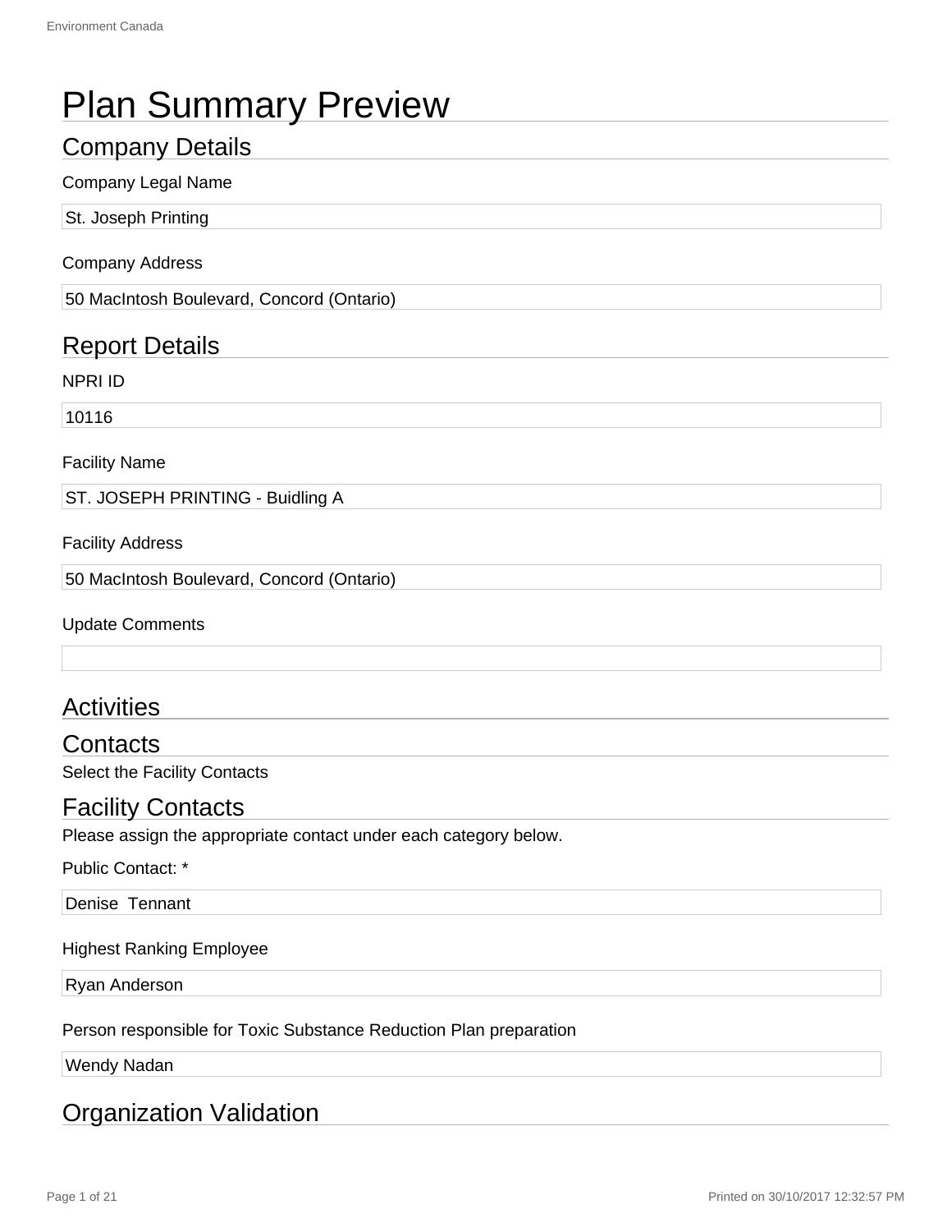# Plan Summary Preview

## Company Details

Company Legal Name

St. Joseph Printing

Company Address

50 MacIntosh Boulevard, Concord (Ontario)

## Report Details

NPRI ID

10116

Facility Name

ST. JOSEPH PRINTING - Buidling A

Facility Address

50 MacIntosh Boulevard, Concord (Ontario)

Update Comments

## Activities

## Contacts

Select the Facility Contacts

## Facility Contacts

Please assign the appropriate contact under each category below.

Public Contact: *

Denise  Tennant

Highest Ranking Employee

Ryan Anderson

Person responsible for Toxic Substance Reduction Plan preparation

Wendy Nadan

## Organization Validation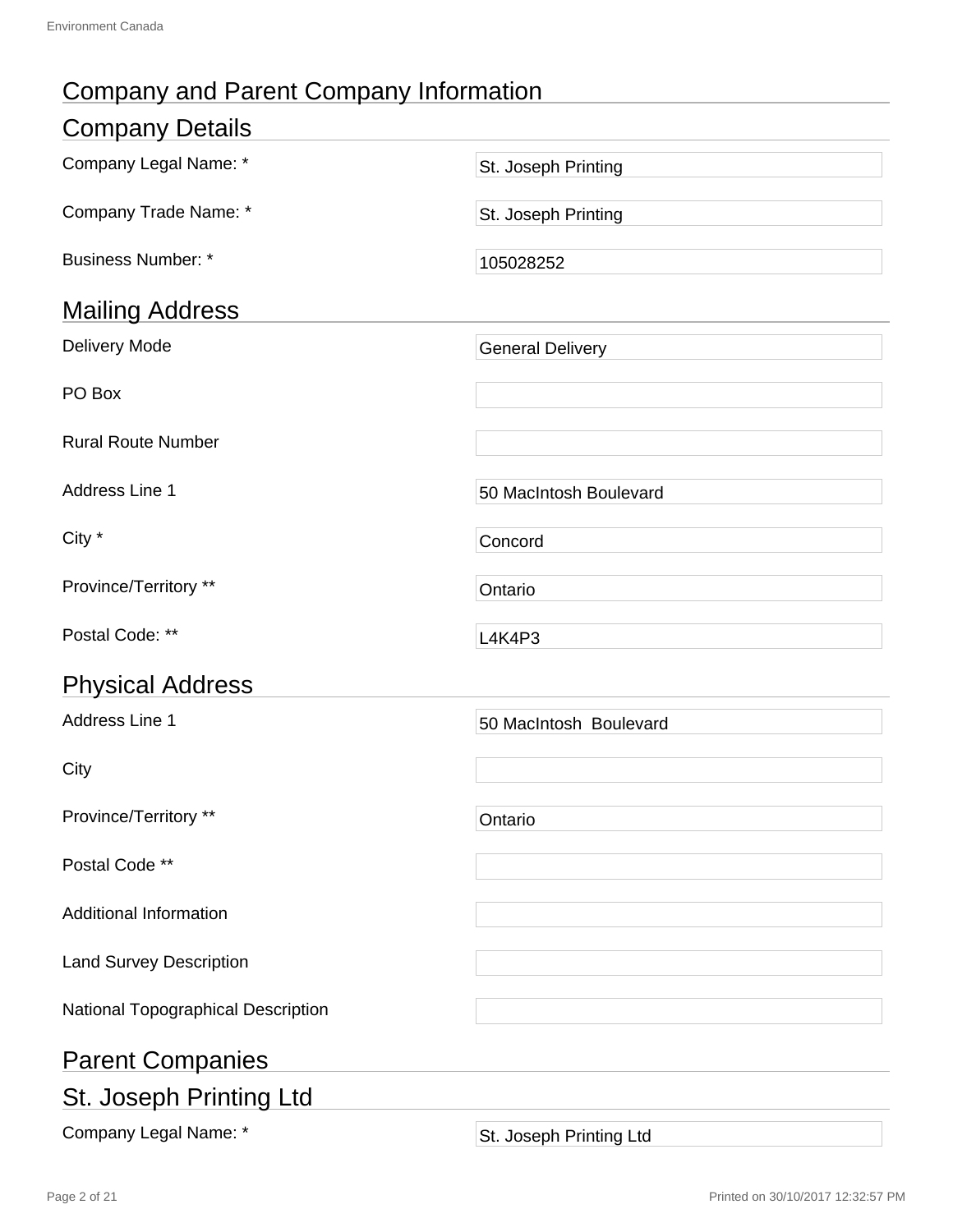# Company and Parent Company Information

## Company Details

| Field | Value |
| --- | --- |
| Company Legal Name: * | St. Joseph Printing |
| Company Trade Name: * | St. Joseph Printing |
| Business Number: * | 105028252 |

## Mailing Address

| Field | Value |
| --- | --- |
| Delivery Mode | General Delivery |
| PO Box | |
| Rural Route Number | |
| Address Line 1 | 50 MacIntosh Boulevard |
| City * | Concord |
| Province/Territory ** | Ontario |
| Postal Code: ** | L4K4P3 |

## Physical Address

| Field | Value |
| --- | --- |
| Address Line 1 | 50 MacIntosh  Boulevard |
| City | |
| Province/Territory ** | Ontario |
| Postal Code ** | |
| Additional Information | |
| Land Survey Description | |
| National Topographical Description | |

## Parent Companies

## St. Joseph Printing Ltd

| Field | Value |
| --- | --- |
| Company Legal Name: * | St. Joseph Printing Ltd |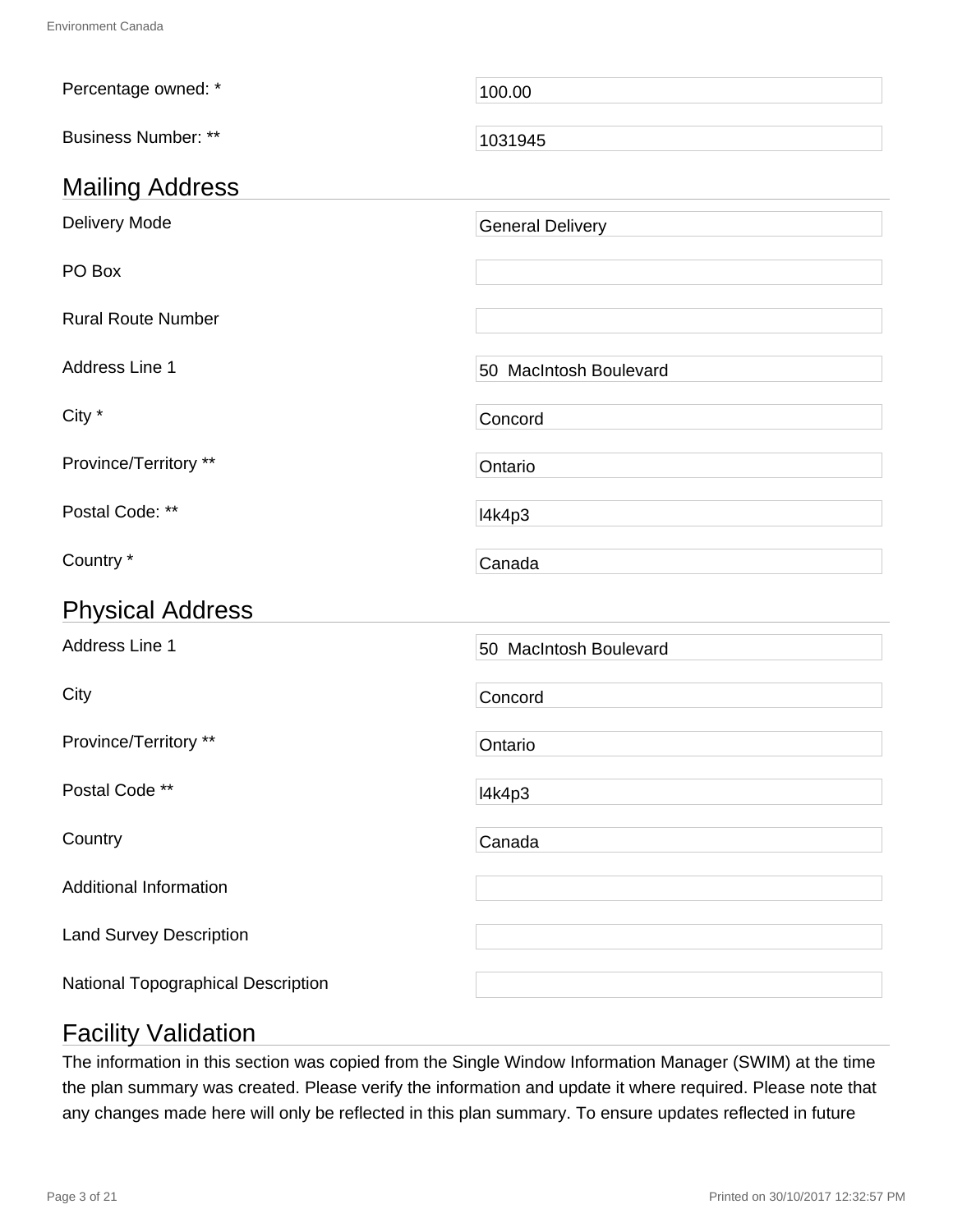| | |
|---|---|
| Percentage owned: * | 100.00 |
| Business Number: ** | 1031945 |

## Mailing Address

| | |
|---|---|
| Delivery Mode | General Delivery |
| PO Box | |
| Rural Route Number | |
| Address Line 1 | 50  MacIntosh Boulevard |
| City * | Concord |
| Province/Territory ** | Ontario |
| Postal Code: ** | l4k4p3 |
| Country * | Canada |

## Physical Address

| | |
|---|---|
| Address Line 1 | 50  MacIntosh Boulevard |
| City | Concord |
| Province/Territory ** | Ontario |
| Postal Code ** | l4k4p3 |
| Country | Canada |
| Additional Information | |
| Land Survey Description | |
| National Topographical Description | |

## Facility Validation

The information in this section was copied from the Single Window Information Manager (SWIM) at the time the plan summary was created. Please verify the information and update it where required. Please note that any changes made here will only be reflected in this plan summary. To ensure updates reflected in future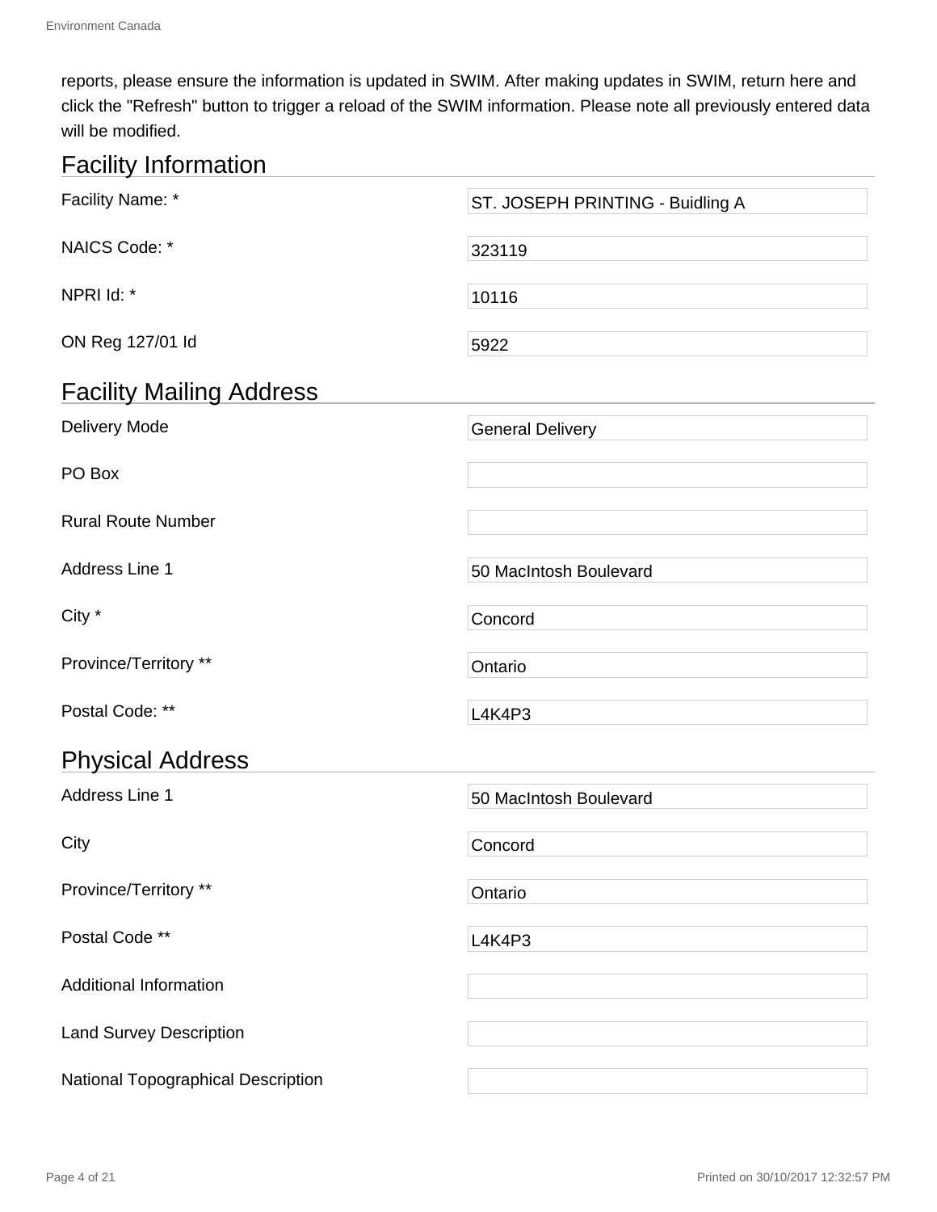reports, please ensure the information is updated in SWIM. After making updates in SWIM, return here and click the "Refresh" button to trigger a reload of the SWIM information. Please note all previously entered data will be modified.

## Facility Information

| | |
|---|---|
| Facility Name: * | ST. JOSEPH PRINTING - Buidling A |
| NAICS Code: * | 323119 |
| NPRI Id: * | 10116 |
| ON Reg 127/01 Id | 5922 |

## Facility Mailing Address

| | |
|---|---|
| Delivery Mode | General Delivery |
| PO Box | |
| Rural Route Number | |
| Address Line 1 | 50 MacIntosh Boulevard |
| City * | Concord |
| Province/Territory ** | Ontario |
| Postal Code: ** | L4K4P3 |

## Physical Address

| | |
|---|---|
| Address Line 1 | 50 MacIntosh Boulevard |
| City | Concord |
| Province/Territory ** | Ontario |
| Postal Code ** | L4K4P3 |
| Additional Information | |
| Land Survey Description | |
| National Topographical Description | |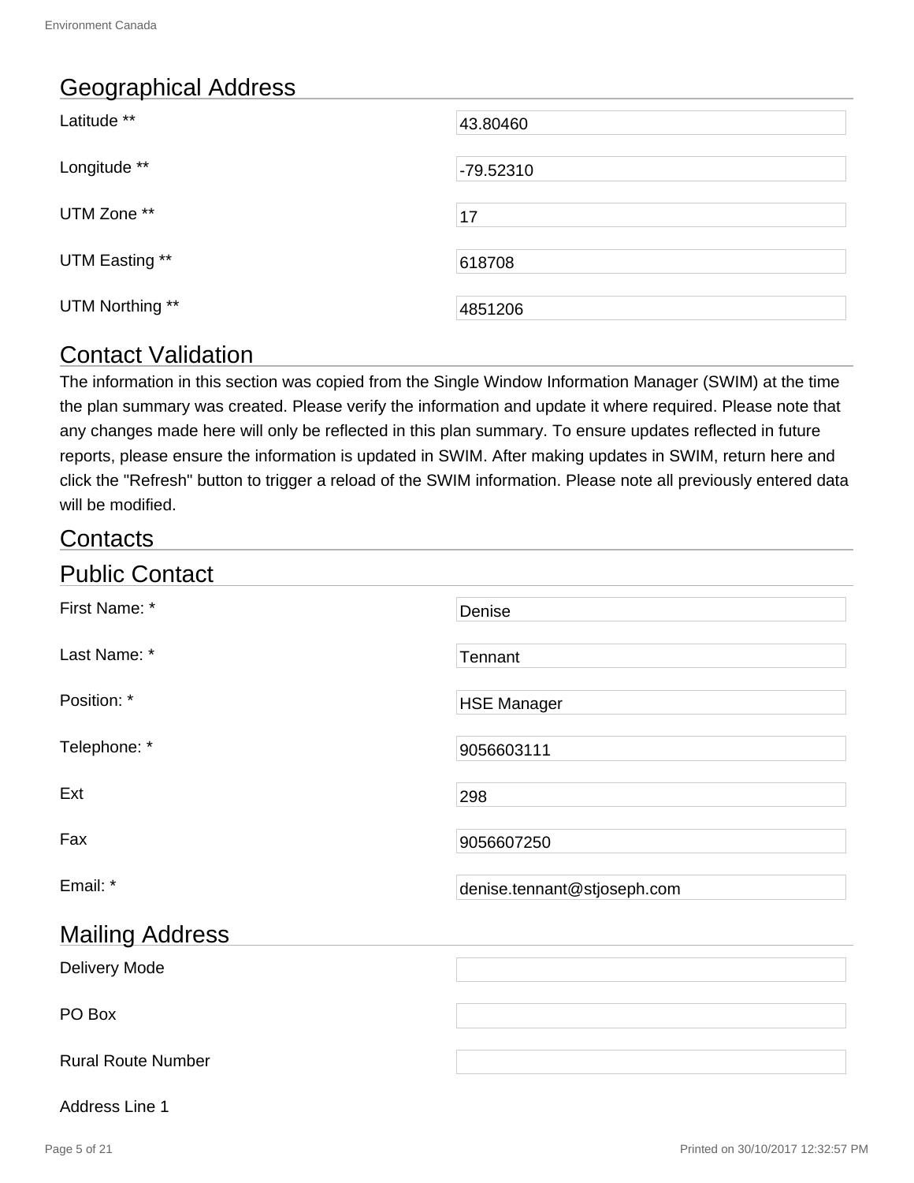## Geographical Address

| | |
|---|---|
| Latitude ** | 43.80460 |
| Longitude ** | -79.52310 |
| UTM Zone ** | 17 |
| UTM Easting ** | 618708 |
| UTM Northing ** | 4851206 |

## Contact Validation

The information in this section was copied from the Single Window Information Manager (SWIM) at the time the plan summary was created. Please verify the information and update it where required. Please note that any changes made here will only be reflected in this plan summary. To ensure updates reflected in future reports, please ensure the information is updated in SWIM. After making updates in SWIM, return here and click the "Refresh" button to trigger a reload of the SWIM information. Please note all previously entered data will be modified.

## Contacts

## Public Contact

| | |
|---|---|
| First Name: * | Denise |
| Last Name: * | Tennant |
| Position: * | HSE Manager |
| Telephone: * | 9056603111 |
| Ext | 298 |
| Fax | 9056607250 |
| Email: * | denise.tennant@stjoseph.com |

## Mailing Address

| | |
|---|---|
| Delivery Mode | |
| PO Box | |
| Rural Route Number | |
| Address Line 1 | |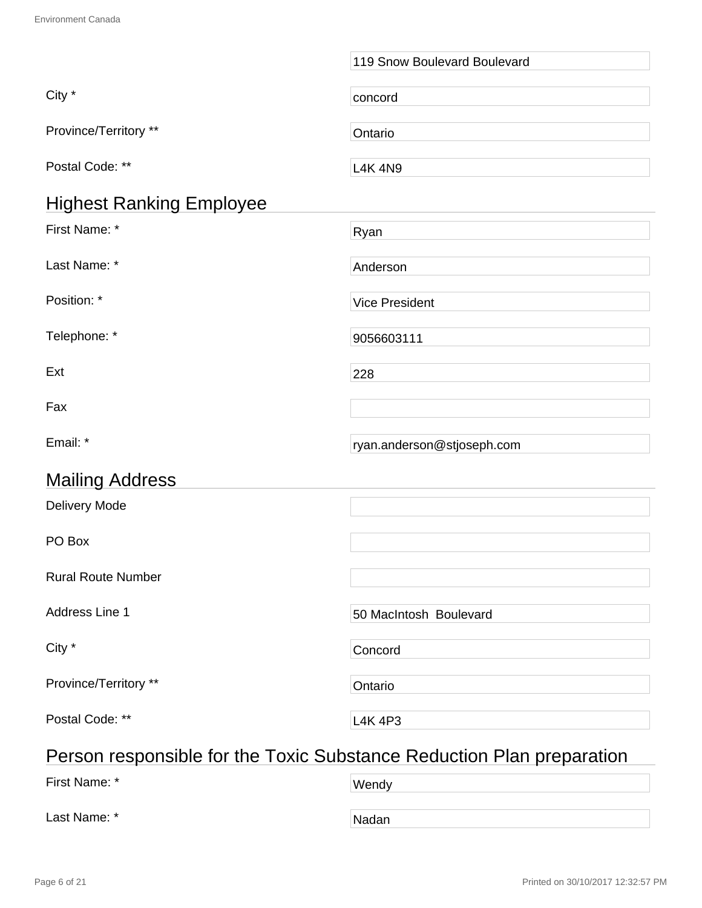| | |
|---|---|
| | 119 Snow Boulevard Boulevard |
| City * | concord |
| Province/Territory ** | Ontario |
| Postal Code: ** | L4K 4N9 |

## Highest Ranking Employee

| | |
|---|---|
| First Name: * | Ryan |
| Last Name: * | Anderson |
| Position: * | Vice President |
| Telephone: * | 9056603111 |
| Ext | 228 |
| Fax | |
| Email: * | ryan.anderson@stjoseph.com |

## Mailing Address

| | |
|---|---|
| Delivery Mode | |
| PO Box | |
| Rural Route Number | |
| Address Line 1 | 50 MacIntosh  Boulevard |
| City * | Concord |
| Province/Territory ** | Ontario |
| Postal Code: ** | L4K 4P3 |

## Person responsible for the Toxic Substance Reduction Plan preparation

| | |
|---|---|
| First Name: * | Wendy |
| Last Name: * | Nadan |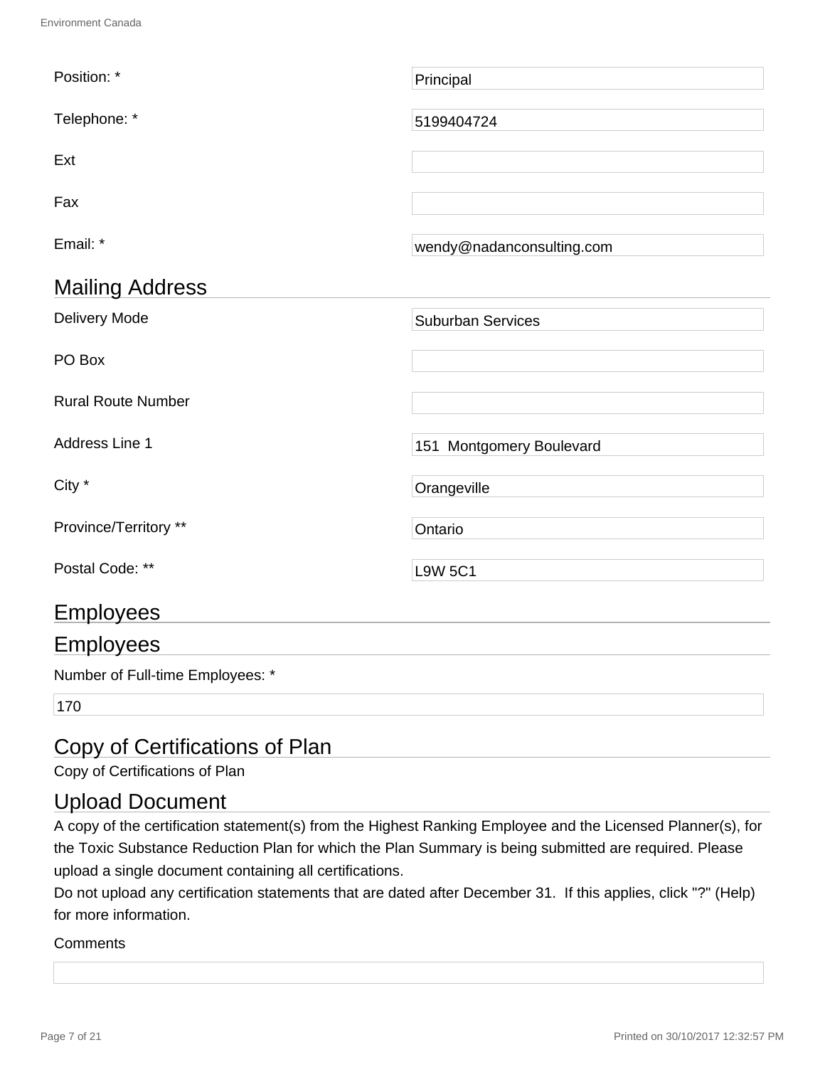Position: * Principal

Telephone: * 5199404724

Ext

Fax

Email: * wendy@nadanconsulting.com

## Mailing Address

Delivery Mode: Suburban Services

PO Box

Rural Route Number

Address Line 1: 151  Montgomery Boulevard

City * Orangeville

Province/Territory ** Ontario

Postal Code: ** L9W 5C1

## Employees

## Employees

Number of Full-time Employees: *

170

## Copy of Certifications of Plan

Copy of Certifications of Plan

## Upload Document

A copy of the certification statement(s) from the Highest Ranking Employee and the Licensed Planner(s), for the Toxic Substance Reduction Plan for which the Plan Summary is being submitted are required. Please upload a single document containing all certifications.

Do not upload any certification statements that are dated after December 31.  If this applies, click "?" (Help) for more information.

Comments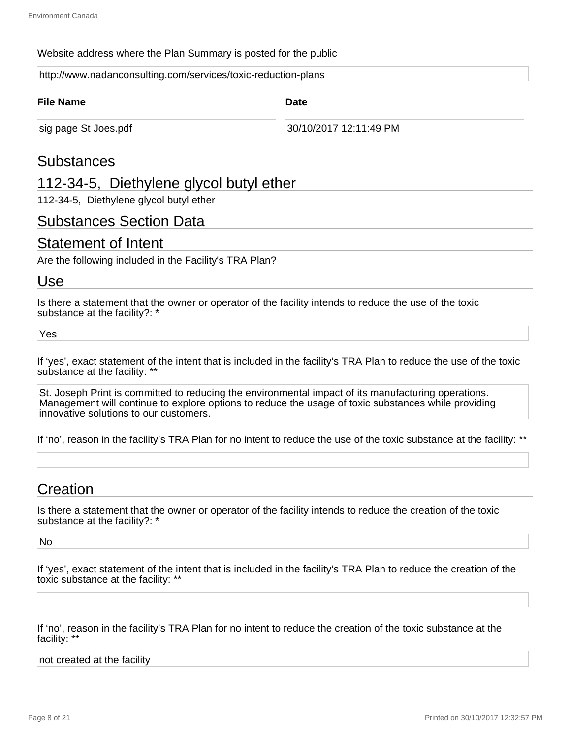Website address where the Plan Summary is posted for the public

http://www.nadanconsulting.com/services/toxic-reduction-plans

| File Name | Date |
| --- | --- |
| sig page St Joes.pdf | 30/10/2017 12:11:49 PM |

## Substances

## 112-34-5, Diethylene glycol butyl ether

112-34-5, Diethylene glycol butyl ether

## Substances Section Data

## Statement of Intent

Are the following included in the Facility's TRA Plan?

## Use

Is there a statement that the owner or operator of the facility intends to reduce the use of the toxic substance at the facility?: *

Yes

If 'yes', exact statement of the intent that is included in the facility's TRA Plan to reduce the use of the toxic substance at the facility: **

St. Joseph Print is committed to reducing the environmental impact of its manufacturing operations. Management will continue to explore options to reduce the usage of toxic substances while providing innovative solutions to our customers.

If 'no', reason in the facility's TRA Plan for no intent to reduce the use of the toxic substance at the facility: **

## Creation

Is there a statement that the owner or operator of the facility intends to reduce the creation of the toxic substance at the facility?: *

No

If 'yes', exact statement of the intent that is included in the facility's TRA Plan to reduce the creation of the toxic substance at the facility: **

If 'no', reason in the facility's TRA Plan for no intent to reduce the creation of the toxic substance at the facility: **

not created at the facility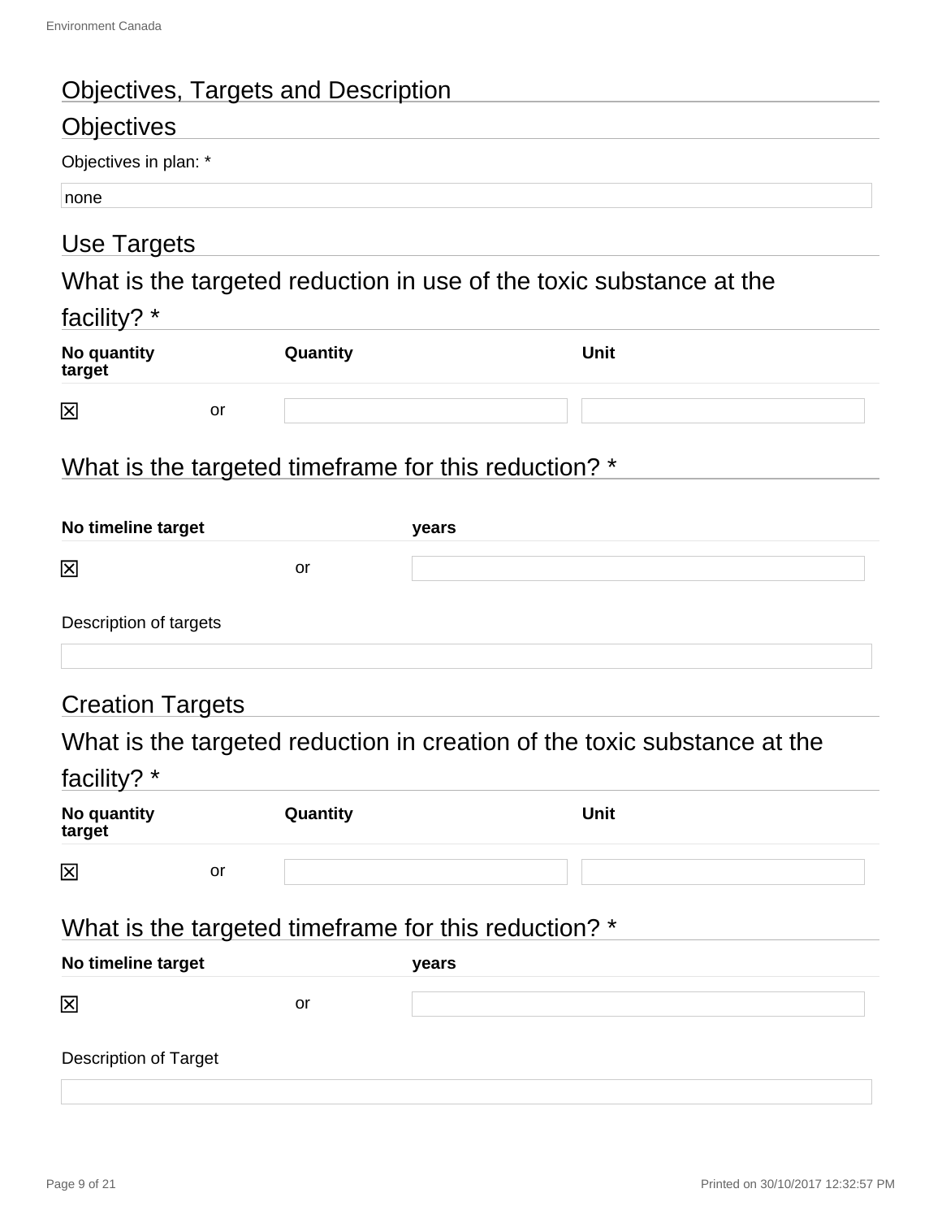# Objectives, Targets and Description

## Objectives

Objectives in plan: *

none

## Use Targets

### What is the targeted reduction in use of the toxic substance at the facility? *

| No quantity target | | Quantity | Unit |
|---|---|---|---|
| ☒ | or | | |

### What is the targeted timeframe for this reduction? *

| No timeline target | | years |
|---|---|---|
| ☒ | or | |

Description of targets

## Creation Targets

### What is the targeted reduction in creation of the toxic substance at the facility? *

| No quantity target | | Quantity | Unit |
|---|---|---|---|
| ☒ | or | | |

### What is the targeted timeframe for this reduction? *

| No timeline target | | years |
|---|---|---|
| ☒ | or | |

Description of Target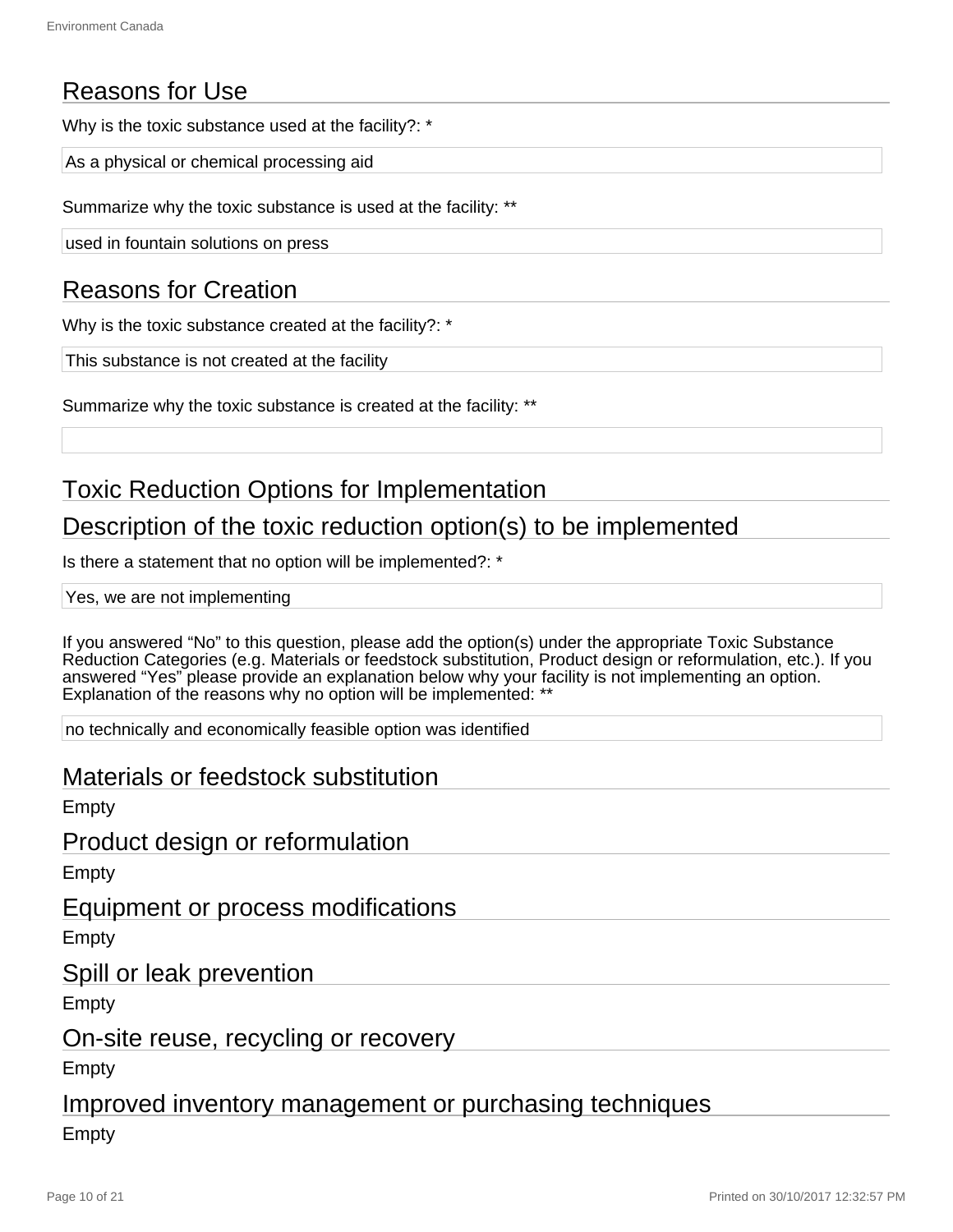## Reasons for Use

Why is the toxic substance used at the facility?: *

As a physical or chemical processing aid

Summarize why the toxic substance is used at the facility: **

used in fountain solutions on press

## Reasons for Creation

Why is the toxic substance created at the facility?: *

This substance is not created at the facility

Summarize why the toxic substance is created at the facility: **

## Toxic Reduction Options for Implementation

## Description of the toxic reduction option(s) to be implemented

Is there a statement that no option will be implemented?: *

Yes, we are not implementing

If you answered "No" to this question, please add the option(s) under the appropriate Toxic Substance Reduction Categories (e.g. Materials or feedstock substitution, Product design or reformulation, etc.). If you answered "Yes" please provide an explanation below why your facility is not implementing an option. Explanation of the reasons why no option will be implemented: **

no technically and economically feasible option was identified

## Materials or feedstock substitution

Empty

## Product design or reformulation

Empty

## Equipment or process modifications

Empty

## Spill or leak prevention

Empty

## On-site reuse, recycling or recovery

Empty

## Improved inventory management or purchasing techniques

Empty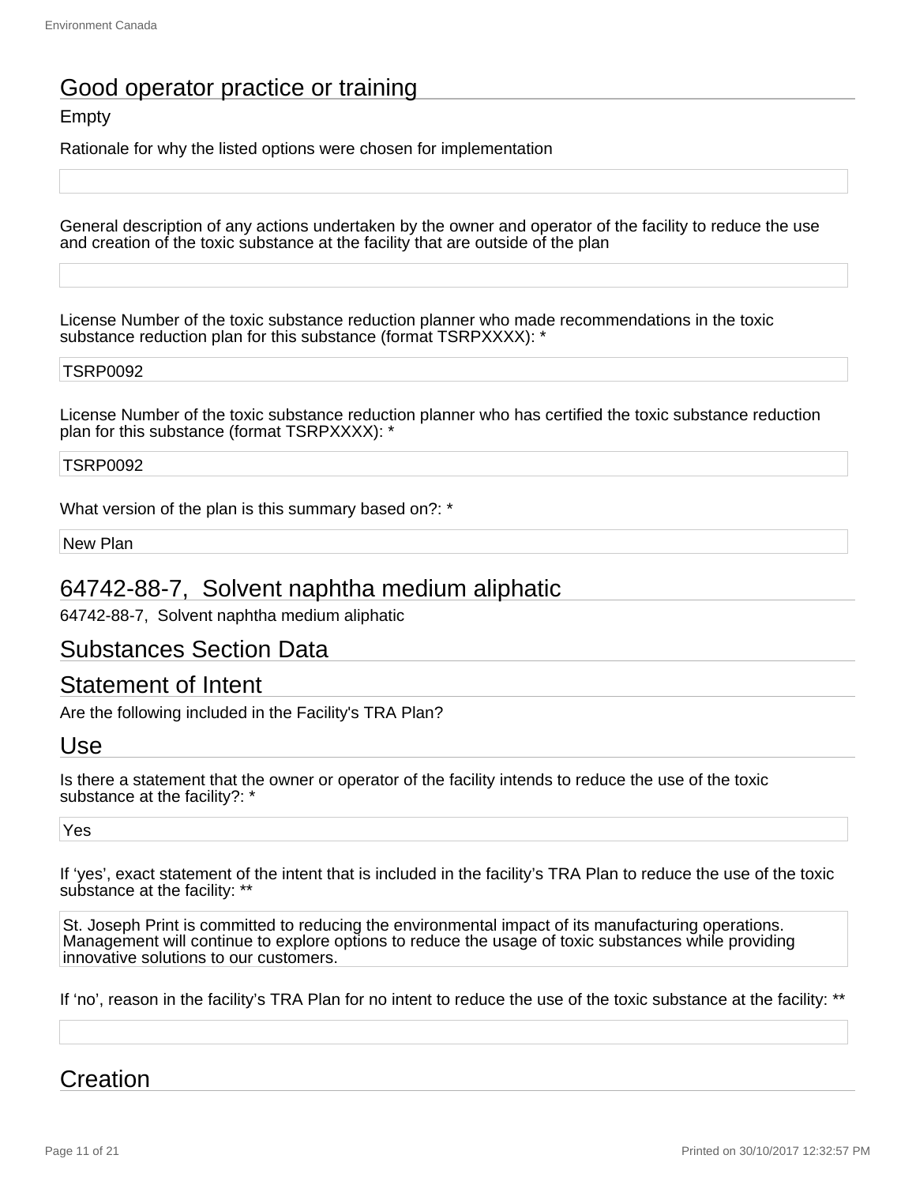## Good operator practice or training

Empty

Rationale for why the listed options were chosen for implementation

General description of any actions undertaken by the owner and operator of the facility to reduce the use and creation of the toxic substance at the facility that are outside of the plan

License Number of the toxic substance reduction planner who made recommendations in the toxic substance reduction plan for this substance (format TSRPXXXX): *

TSRP0092

License Number of the toxic substance reduction planner who has certified the toxic substance reduction plan for this substance (format TSRPXXXX): *

TSRP0092

What version of the plan is this summary based on?: *

New Plan

## 64742-88-7, Solvent naphtha medium aliphatic

64742-88-7, Solvent naphtha medium aliphatic

## Substances Section Data

## Statement of Intent

Are the following included in the Facility's TRA Plan?

## Use

Is there a statement that the owner or operator of the facility intends to reduce the use of the toxic substance at the facility?: *

Yes

If 'yes', exact statement of the intent that is included in the facility's TRA Plan to reduce the use of the toxic substance at the facility: **

St. Joseph Print is committed to reducing the environmental impact of its manufacturing operations. Management will continue to explore options to reduce the usage of toxic substances while providing innovative solutions to our customers.

If 'no', reason in the facility's TRA Plan for no intent to reduce the use of the toxic substance at the facility: **

## Creation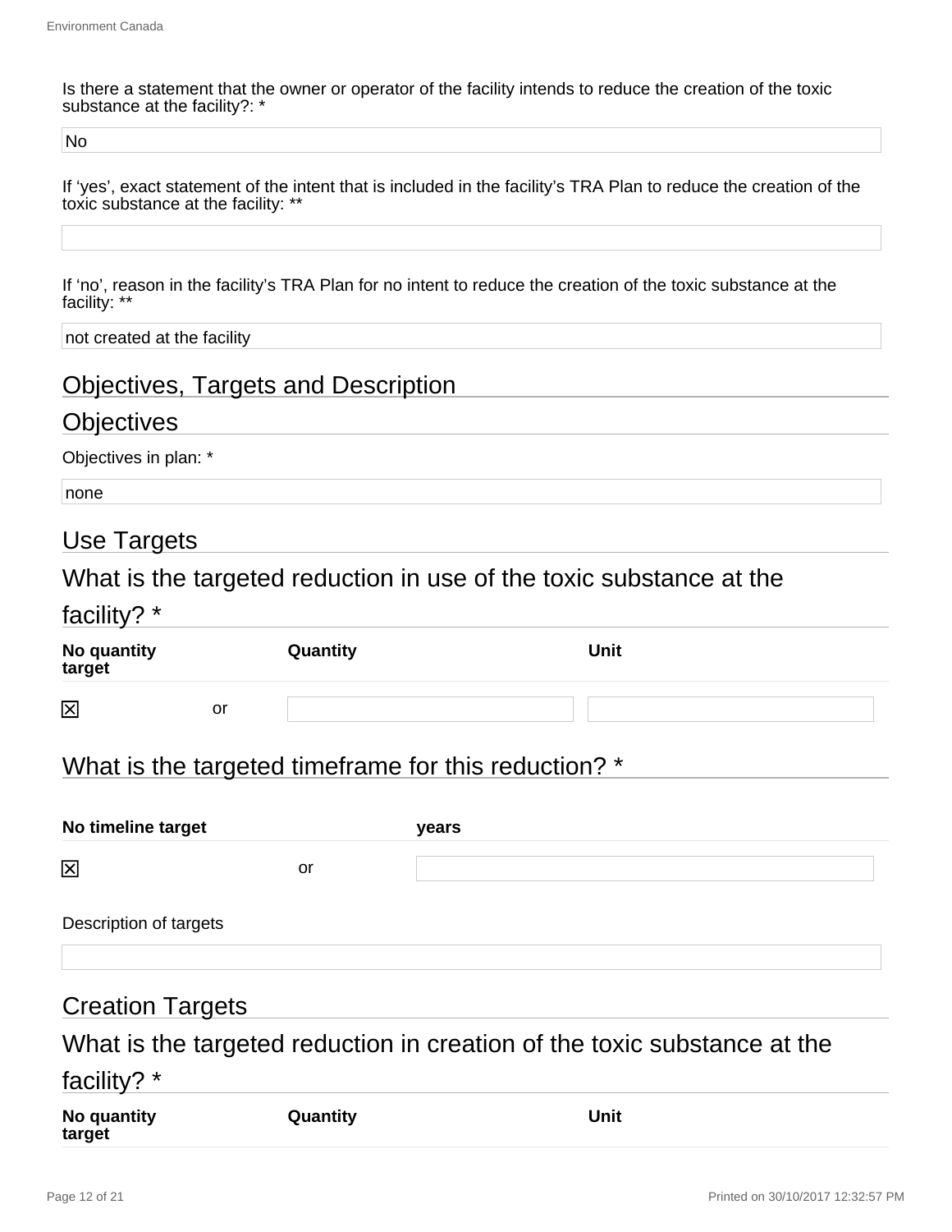Is there a statement that the owner or operator of the facility intends to reduce the creation of the toxic substance at the facility?: *

No

If 'yes', exact statement of the intent that is included in the facility's TRA Plan to reduce the creation of the toxic substance at the facility: **

If 'no', reason in the facility's TRA Plan for no intent to reduce the creation of the toxic substance at the facility: **

not created at the facility

## Objectives, Targets and Description

## Objectives

Objectives in plan: *

none

## Use Targets

## What is the targeted reduction in use of the toxic substance at the facility? *

| No quantity target | | Quantity | Unit |
|---|---|---|---|
| ☒ | or | | |

## What is the targeted timeframe for this reduction? *

| No timeline target | | years |
|---|---|---|
| ☒ | or | |

Description of targets

## Creation Targets

## What is the targeted reduction in creation of the toxic substance at the facility? *

| No quantity target | Quantity | Unit |
|---|---|---|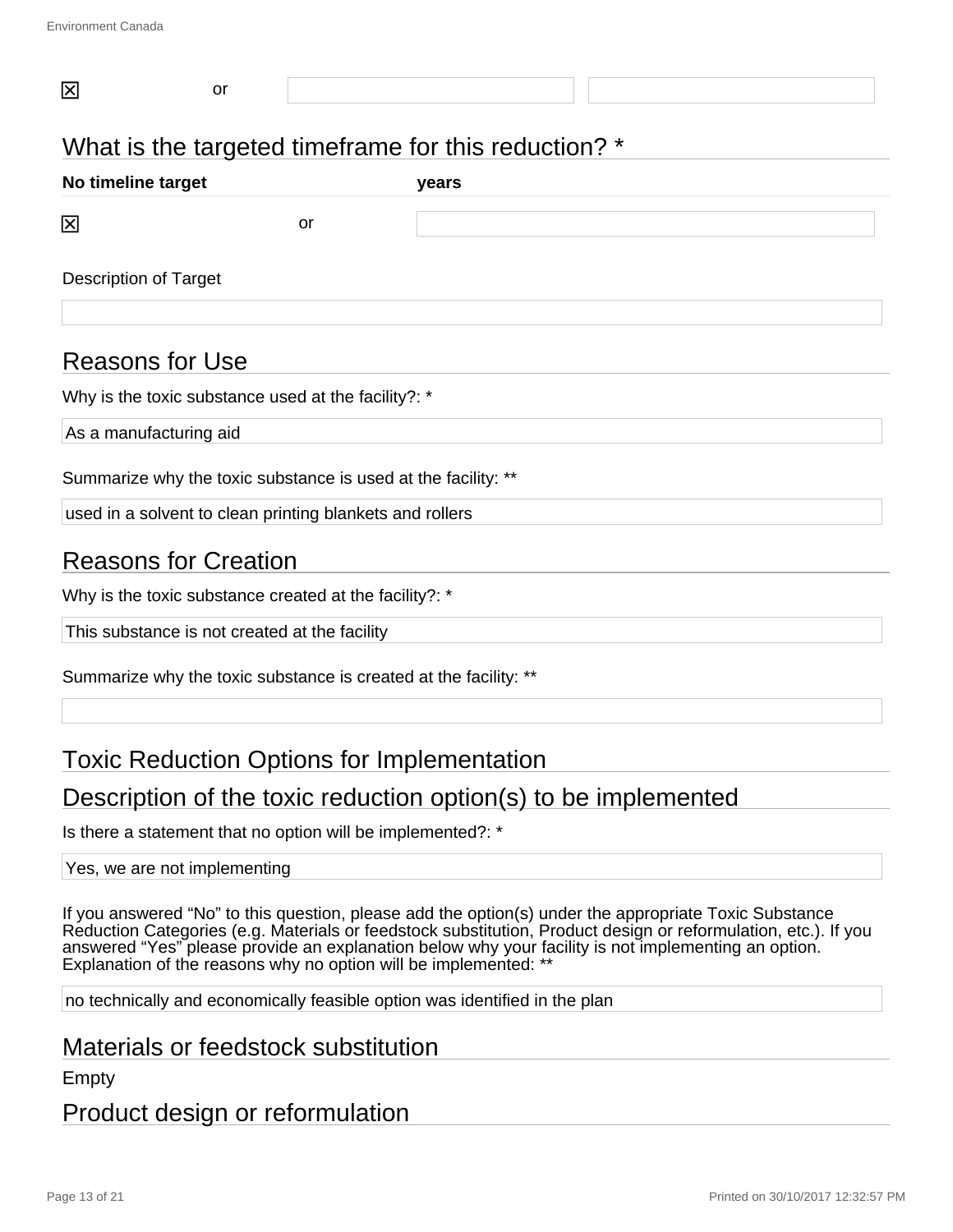| | | | |
|---|---|---|---|
| ☒ | or | | |

## What is the targeted timeframe for this reduction? *

| No timeline target | | years |
|---|---|---|
| ☒ | or | |

Description of Target

## Reasons for Use

Why is the toxic substance used at the facility?: *

As a manufacturing aid

Summarize why the toxic substance is used at the facility: **

used in a solvent to clean printing blankets and rollers

## Reasons for Creation

Why is the toxic substance created at the facility?: *

This substance is not created at the facility

Summarize why the toxic substance is created at the facility: **

## Toxic Reduction Options for Implementation

## Description of the toxic reduction option(s) to be implemented

Is there a statement that no option will be implemented?: *

Yes, we are not implementing

If you answered "No" to this question, please add the option(s) under the appropriate Toxic Substance Reduction Categories (e.g. Materials or feedstock substitution, Product design or reformulation, etc.). If you answered "Yes" please provide an explanation below why your facility is not implementing an option. Explanation of the reasons why no option will be implemented: **

no technically and economically feasible option was identified in the plan

## Materials or feedstock substitution

Empty

## Product design or reformulation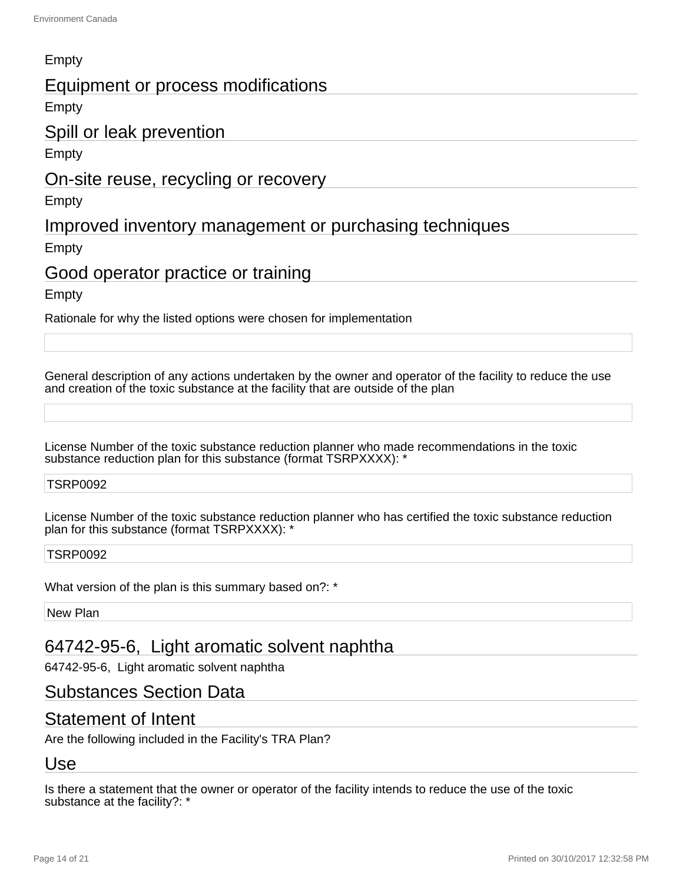Empty

## Equipment or process modifications

Empty

## Spill or leak prevention

Empty

## On-site reuse, recycling or recovery

Empty

## Improved inventory management or purchasing techniques

Empty

## Good operator practice or training

Empty

Rationale for why the listed options were chosen for implementation

General description of any actions undertaken by the owner and operator of the facility to reduce the use and creation of the toxic substance at the facility that are outside of the plan

License Number of the toxic substance reduction planner who made recommendations in the toxic substance reduction plan for this substance (format TSRPXXXX): *

TSRP0092

License Number of the toxic substance reduction planner who has certified the toxic substance reduction plan for this substance (format TSRPXXXX): *

TSRP0092

What version of the plan is this summary based on?: *

New Plan

## 64742-95-6, Light aromatic solvent naphtha

64742-95-6, Light aromatic solvent naphtha

## Substances Section Data

## Statement of Intent

Are the following included in the Facility's TRA Plan?

## Use

Is there a statement that the owner or operator of the facility intends to reduce the use of the toxic substance at the facility?: *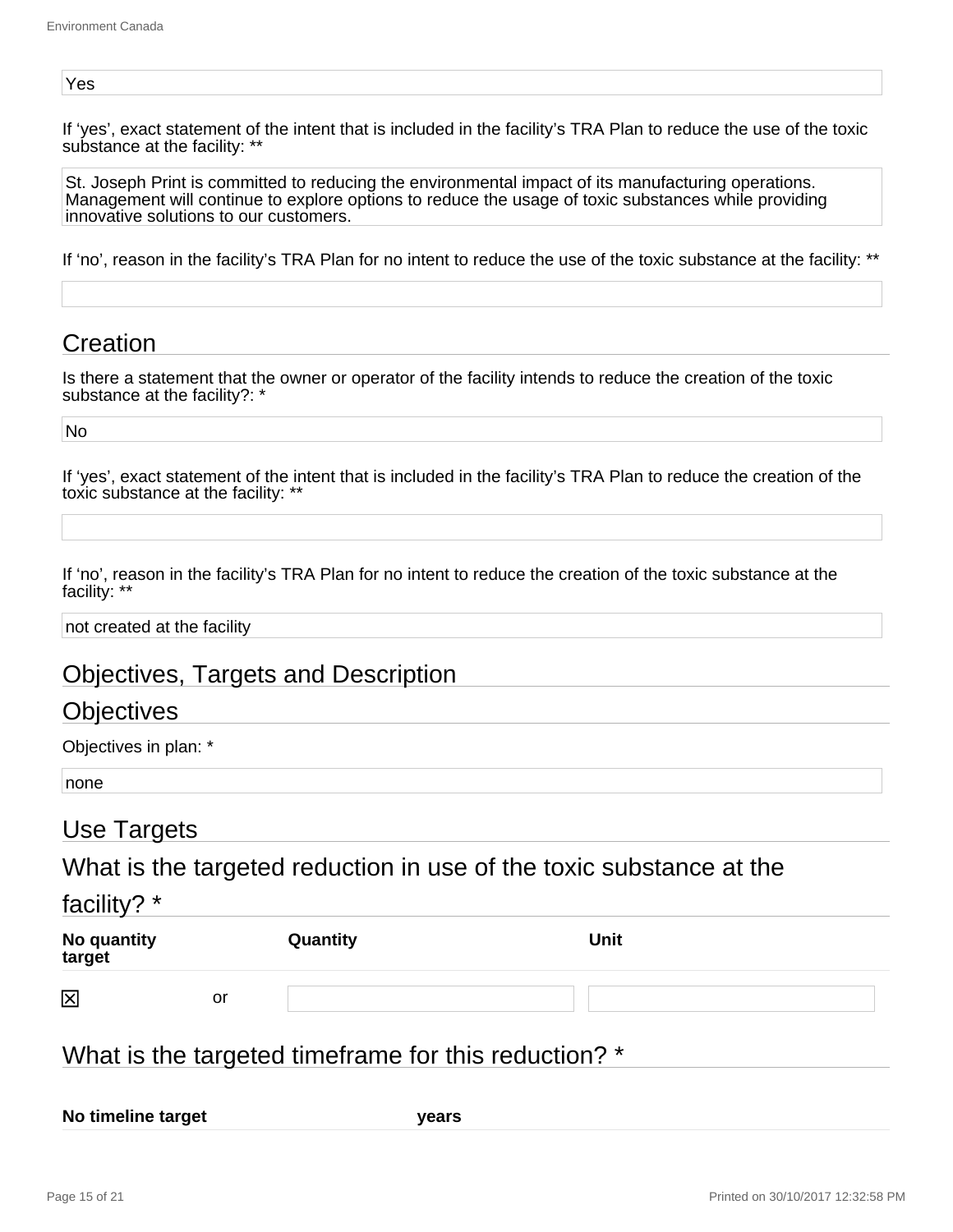Yes

If ‘yes’, exact statement of the intent that is included in the facility’s TRA Plan to reduce the use of the toxic substance at the facility: **

St. Joseph Print is committed to reducing the environmental impact of its manufacturing operations. Management will continue to explore options to reduce the usage of toxic substances while providing innovative solutions to our customers.

If ‘no’, reason in the facility’s TRA Plan for no intent to reduce the use of the toxic substance at the facility: **

## Creation

Is there a statement that the owner or operator of the facility intends to reduce the creation of the toxic substance at the facility?: *

No

If ‘yes’, exact statement of the intent that is included in the facility’s TRA Plan to reduce the creation of the toxic substance at the facility: **

If ‘no’, reason in the facility’s TRA Plan for no intent to reduce the creation of the toxic substance at the facility: **

not created at the facility

## Objectives, Targets and Description

## Objectives

Objectives in plan: *

none

## Use Targets

## What is the targeted reduction in use of the toxic substance at the facility? *

| No quantity target | | Quantity | Unit |
|---|---|---|---|
| ☒ | or | | |

## What is the targeted timeframe for this reduction? *

| No timeline target | years |
|---|---|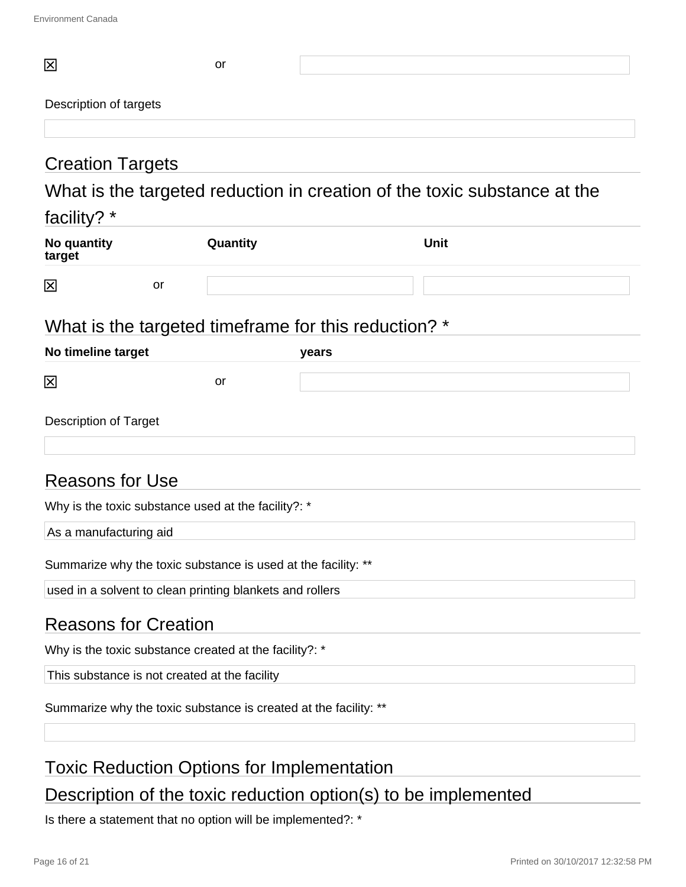| | | |
|---|---|---|
| ☒ | or | |

Description of targets

| |
|---|
| |

## Creation Targets

### What is the targeted reduction in creation of the toxic substance at the facility? *

| No quantity target | | Quantity | Unit |
|---|---|---|---|
| ☒ | or | | |

### What is the targeted timeframe for this reduction? *

| No timeline target | | years |
|---|---|---|
| ☒ | or | |

Description of Target

| |
|---|
| |

## Reasons for Use

Why is the toxic substance used at the facility?: *

| As a manufacturing aid |
|---|

Summarize why the toxic substance is used at the facility: **

| used in a solvent to clean printing blankets and rollers |
|---|

## Reasons for Creation

Why is the toxic substance created at the facility?: *

| This substance is not created at the facility |
|---|

Summarize why the toxic substance is created at the facility: **

| |
|---|
| |

## Toxic Reduction Options for Implementation

### Description of the toxic reduction option(s) to be implemented

Is there a statement that no option will be implemented?: *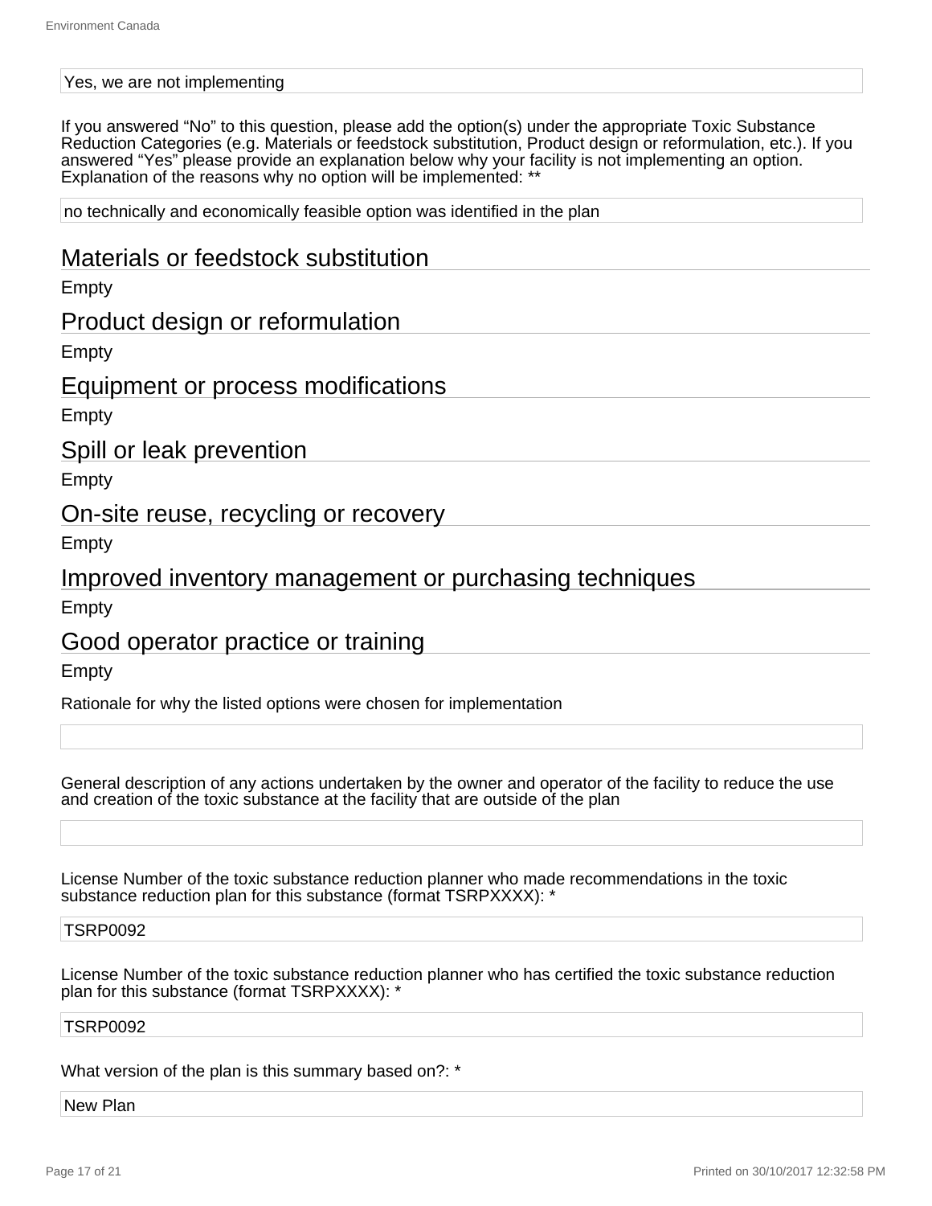Yes, we are not implementing

If you answered “No” to this question, please add the option(s) under the appropriate Toxic Substance Reduction Categories (e.g. Materials or feedstock substitution, Product design or reformulation, etc.). If you answered “Yes” please provide an explanation below why your facility is not implementing an option. Explanation of the reasons why no option will be implemented: **

no technically and economically feasible option was identified in the plan

## Materials or feedstock substitution

Empty

## Product design or reformulation

Empty

## Equipment or process modifications

Empty

## Spill or leak prevention

Empty

## On-site reuse, recycling or recovery

Empty

## Improved inventory management or purchasing techniques

Empty

## Good operator practice or training

Empty

Rationale for why the listed options were chosen for implementation

General description of any actions undertaken by the owner and operator of the facility to reduce the use and creation of the toxic substance at the facility that are outside of the plan

License Number of the toxic substance reduction planner who made recommendations in the toxic substance reduction plan for this substance (format TSRPXXXX): *

TSRP0092

License Number of the toxic substance reduction planner who has certified the toxic substance reduction plan for this substance (format TSRPXXXX): *

TSRP0092

What version of the plan is this summary based on?: *

New Plan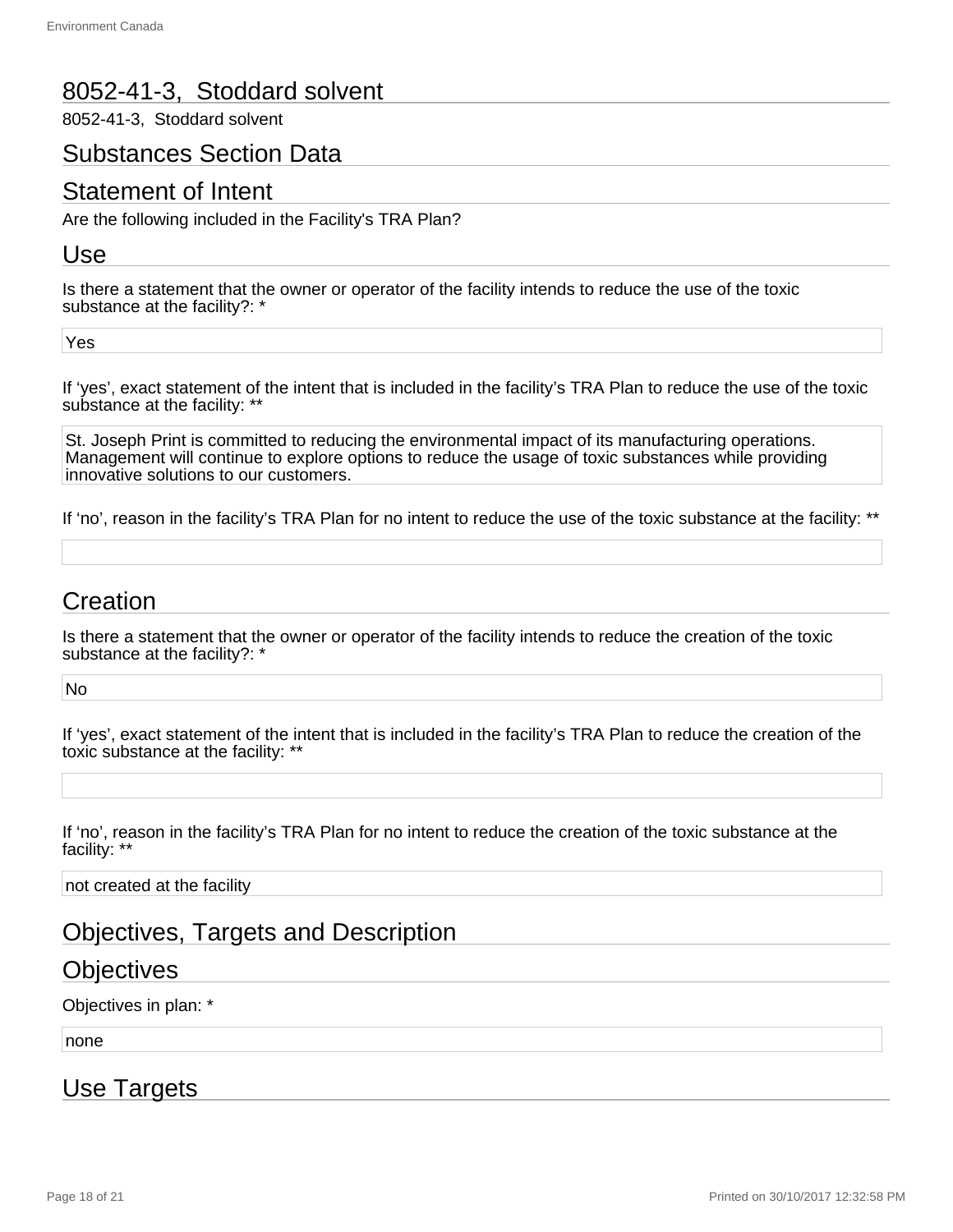# 8052-41-3, Stoddard solvent

8052-41-3, Stoddard solvent

## Substances Section Data

## Statement of Intent

Are the following included in the Facility's TRA Plan?

## Use

Is there a statement that the owner or operator of the facility intends to reduce the use of the toxic substance at the facility?: *

Yes

If 'yes', exact statement of the intent that is included in the facility's TRA Plan to reduce the use of the toxic substance at the facility: **

St. Joseph Print is committed to reducing the environmental impact of its manufacturing operations. Management will continue to explore options to reduce the usage of toxic substances while providing innovative solutions to our customers.

If 'no', reason in the facility's TRA Plan for no intent to reduce the use of the toxic substance at the facility: **

## Creation

Is there a statement that the owner or operator of the facility intends to reduce the creation of the toxic substance at the facility?: *

No

If 'yes', exact statement of the intent that is included in the facility's TRA Plan to reduce the creation of the toxic substance at the facility: **

If 'no', reason in the facility's TRA Plan for no intent to reduce the creation of the toxic substance at the facility: **

not created at the facility

## Objectives, Targets and Description

## Objectives

Objectives in plan: *

none

## Use Targets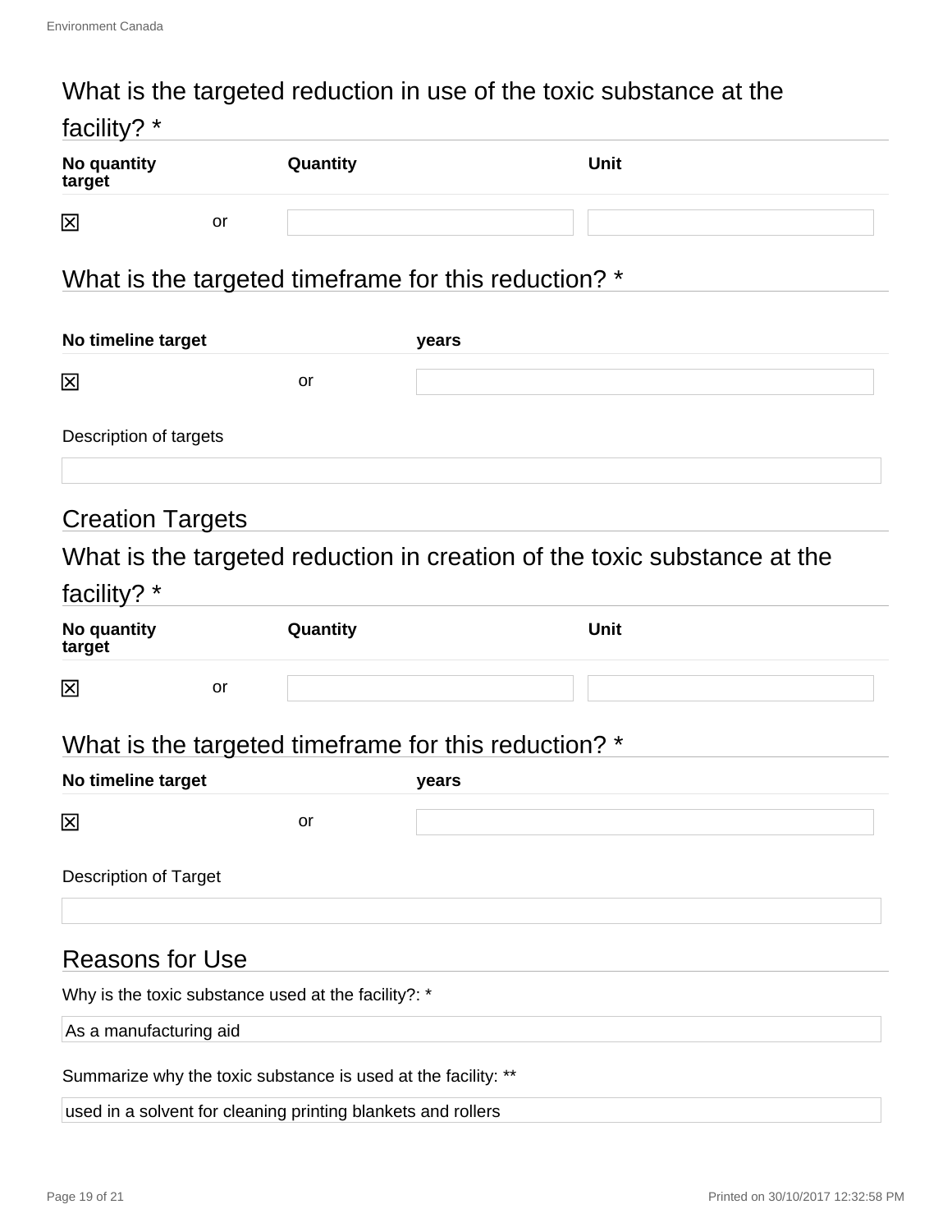## What is the targeted reduction in use of the toxic substance at the facility? *

| No quantity target | | Quantity | Unit |
|---|---|---|---|
| ☒ | or | | |

## What is the targeted timeframe for this reduction? *

| No timeline target | | years |
|---|---|---|
| ☒ | or | |

Description of targets

| |
|---|

## Creation Targets

## What is the targeted reduction in creation of the toxic substance at the facility? *

| No quantity target | | Quantity | Unit |
|---|---|---|---|
| ☒ | or | | |

## What is the targeted timeframe for this reduction? *

| No timeline target | | years |
|---|---|---|
| ☒ | or | |

Description of Target

| |
|---|

## Reasons for Use

Why is the toxic substance used at the facility?: *

As a manufacturing aid

Summarize why the toxic substance is used at the facility: **

used in a solvent for cleaning printing blankets and rollers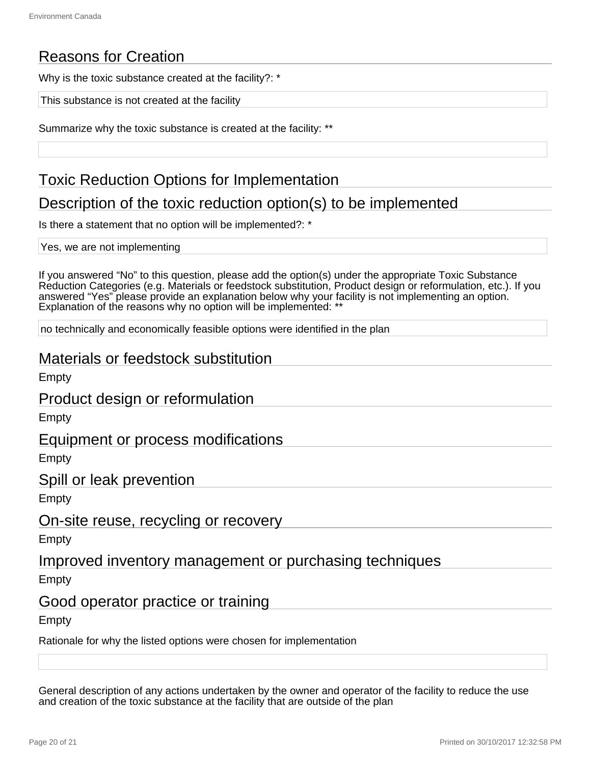## Reasons for Creation

Why is the toxic substance created at the facility?: *

This substance is not created at the facility

Summarize why the toxic substance is created at the facility: **

## Toxic Reduction Options for Implementation

## Description of the toxic reduction option(s) to be implemented

Is there a statement that no option will be implemented?: *

Yes, we are not implementing

If you answered "No" to this question, please add the option(s) under the appropriate Toxic Substance Reduction Categories (e.g. Materials or feedstock substitution, Product design or reformulation, etc.). If you answered "Yes" please provide an explanation below why your facility is not implementing an option. Explanation of the reasons why no option will be implemented: **

no technically and economically feasible options were identified in the plan

## Materials or feedstock substitution

Empty

## Product design or reformulation

Empty

## Equipment or process modifications

Empty

## Spill or leak prevention

Empty

## On-site reuse, recycling or recovery

Empty

## Improved inventory management or purchasing techniques

Empty

## Good operator practice or training

Empty

Rationale for why the listed options were chosen for implementation

General description of any actions undertaken by the owner and operator of the facility to reduce the use and creation of the toxic substance at the facility that are outside of the plan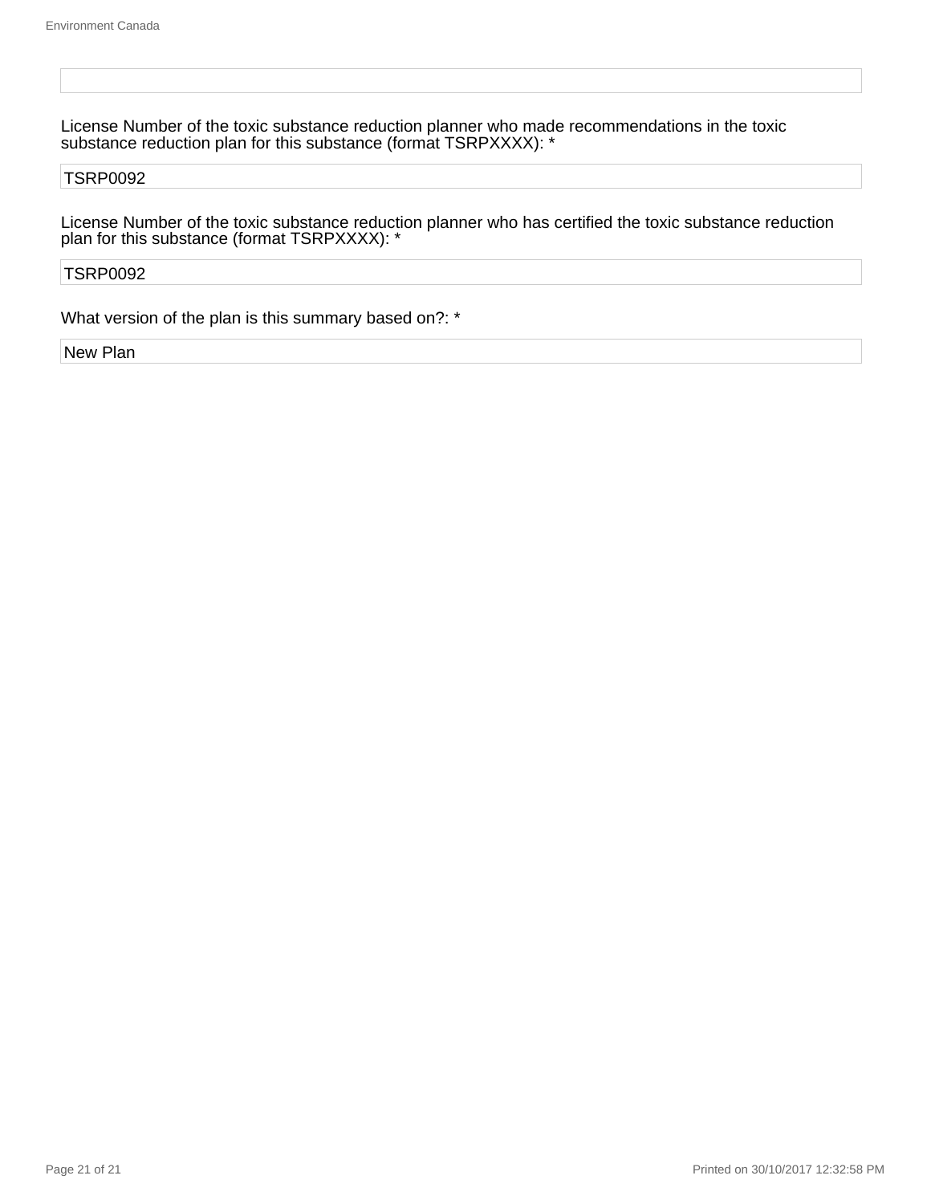License Number of the toxic substance reduction planner who made recommendations in the toxic substance reduction plan for this substance (format TSRPXXXX): *

TSRP0092

License Number of the toxic substance reduction planner who has certified the toxic substance reduction plan for this substance (format TSRPXXXX): *

TSRP0092

What version of the plan is this summary based on?: *

New Plan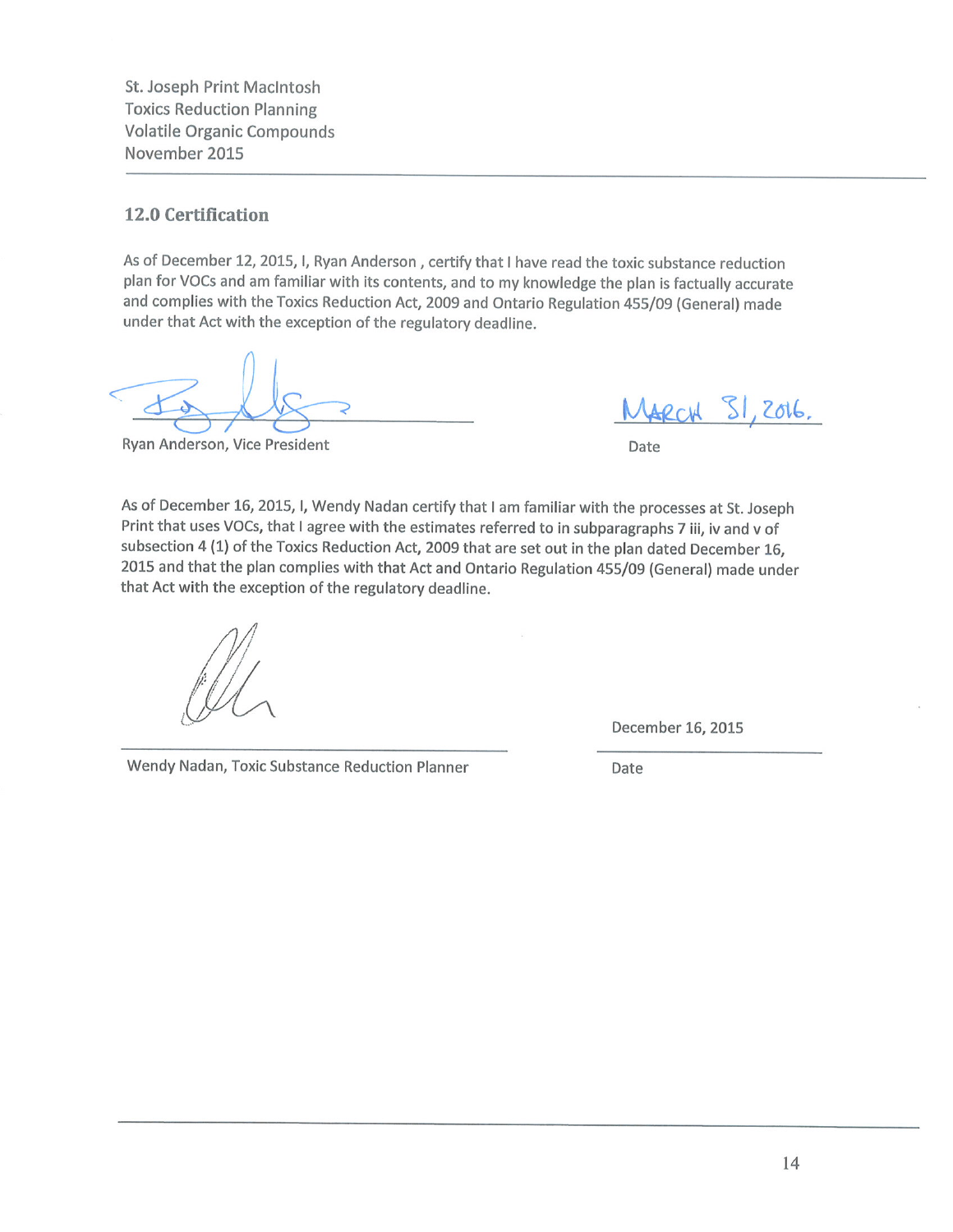## 12.0 Certification

As of December 12, 2015, I, Ryan Anderson , certify that I have read the toxic substance reduction plan for VOCs and am familiar with its contents, and to my knowledge the plan is factually accurate and complies with the Toxics Reduction Act, 2009 and Ontario Regulation 455/09 (General) made under that Act with the exception of the regulatory deadline.

Ryan Anderson, Vice President

March 31, 2016.

Date

As of December 16, 2015, I, Wendy Nadan certify that I am familiar with the processes at St. Joseph Print that uses VOCs, that I agree with the estimates referred to in subparagraphs 7 iii, iv and v of subsection 4 (1) of the Toxics Reduction Act, 2009 that are set out in the plan dated December 16, 2015 and that the plan complies with that Act and Ontario Regulation 455/09 (General) made under that Act with the exception of the regulatory deadline.

Wendy Nadan, Toxic Substance Reduction Planner

December 16, 2015

Date